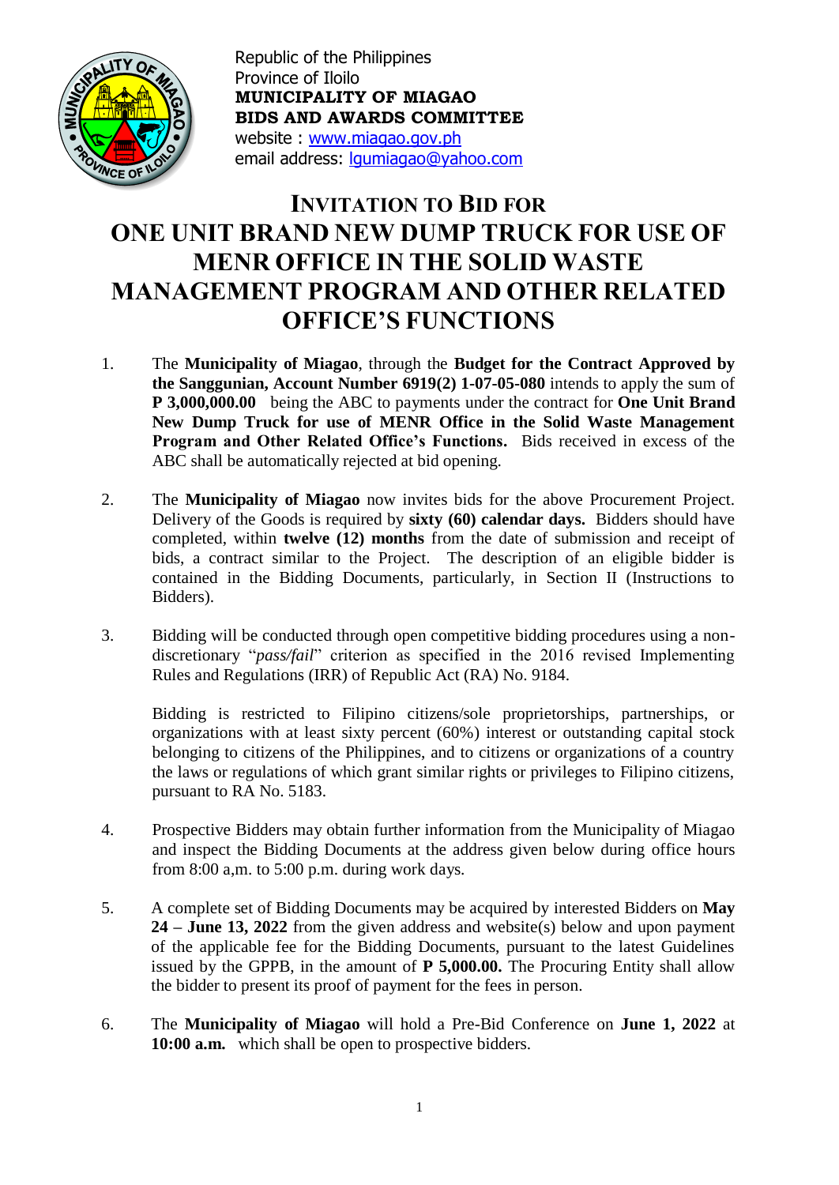Republic of the Philippines
Province of Iloilo
**MUNICIPALITY OF MIAGAO**
**BIDS AND AWARDS COMMITTEE**
website : www.miagao.gov.ph
email address: lgumiagao@yahoo.com

# INVITATION TO BID FOR ONE UNIT BRAND NEW DUMP TRUCK FOR USE OF MENR OFFICE IN THE SOLID WASTE MANAGEMENT PROGRAM AND OTHER RELATED OFFICE'S FUNCTIONS

1. The **Municipality of Miagao**, through the **Budget for the Contract Approved by the Sanggunian, Account Number 6919(2) 1-07-05-080** intends to apply the sum of **P 3,000,000.00** being the ABC to payments under the contract for **One Unit Brand New Dump Truck for use of MENR Office in the Solid Waste Management Program and Other Related Office's Functions.** Bids received in excess of the ABC shall be automatically rejected at bid opening.

2. The **Municipality of Miagao** now invites bids for the above Procurement Project. Delivery of the Goods is required by **sixty (60) calendar days.** Bidders should have completed, within **twelve (12) months** from the date of submission and receipt of bids, a contract similar to the Project. The description of an eligible bidder is contained in the Bidding Documents, particularly, in Section II (Instructions to Bidders).

3. Bidding will be conducted through open competitive bidding procedures using a non-discretionary "*pass/fail*" criterion as specified in the 2016 revised Implementing Rules and Regulations (IRR) of Republic Act (RA) No. 9184.

   Bidding is restricted to Filipino citizens/sole proprietorships, partnerships, or organizations with at least sixty percent (60%) interest or outstanding capital stock belonging to citizens of the Philippines, and to citizens or organizations of a country the laws or regulations of which grant similar rights or privileges to Filipino citizens, pursuant to RA No. 5183.

4. Prospective Bidders may obtain further information from the Municipality of Miagao and inspect the Bidding Documents at the address given below during office hours from 8:00 a,m. to 5:00 p.m. during work days.

5. A complete set of Bidding Documents may be acquired by interested Bidders on **May 24 – June 13, 2022** from the given address and website(s) below and upon payment of the applicable fee for the Bidding Documents, pursuant to the latest Guidelines issued by the GPPB, in the amount of **P 5,000.00.** The Procuring Entity shall allow the bidder to present its proof of payment for the fees in person.

6. The **Municipality of Miagao** will hold a Pre-Bid Conference on **June 1, 2022** at **10:00 a.m.** which shall be open to prospective bidders.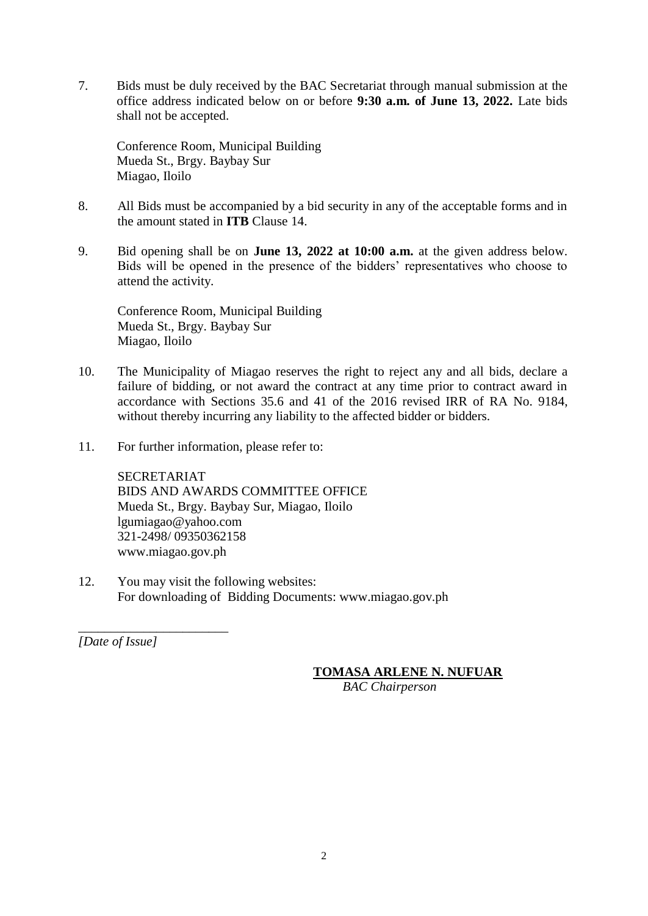7. Bids must be duly received by the BAC Secretariat through manual submission at the office address indicated below on or before **9:30 a.m. of June 13, 2022.** Late bids shall not be accepted.

   Conference Room, Municipal Building
   Mueda St., Brgy. Baybay Sur
   Miagao, Iloilo

8. All Bids must be accompanied by a bid security in any of the acceptable forms and in the amount stated in **ITB** Clause 14.

9. Bid opening shall be on **June 13, 2022 at 10:00 a.m.** at the given address below. Bids will be opened in the presence of the bidders' representatives who choose to attend the activity.

   Conference Room, Municipal Building
   Mueda St., Brgy. Baybay Sur
   Miagao, Iloilo

10. The Municipality of Miagao reserves the right to reject any and all bids, declare a failure of bidding, or not award the contract at any time prior to contract award in accordance with Sections 35.6 and 41 of the 2016 revised IRR of RA No. 9184, without thereby incurring any liability to the affected bidder or bidders.

11. For further information, please refer to:

    SECRETARIAT
    BIDS AND AWARDS COMMITTEE OFFICE
    Mueda St., Brgy. Baybay Sur, Miagao, Iloilo
    lgumiagao@yahoo.com
    321-2498/ 09350362158
    www.miagao.gov.ph

12. You may visit the following websites:
    For downloading of Bidding Documents: www.miagao.gov.ph

______________________
*[Date of Issue]*

**TOMASA ARLENE N. NUFUAR**
*BAC Chairperson*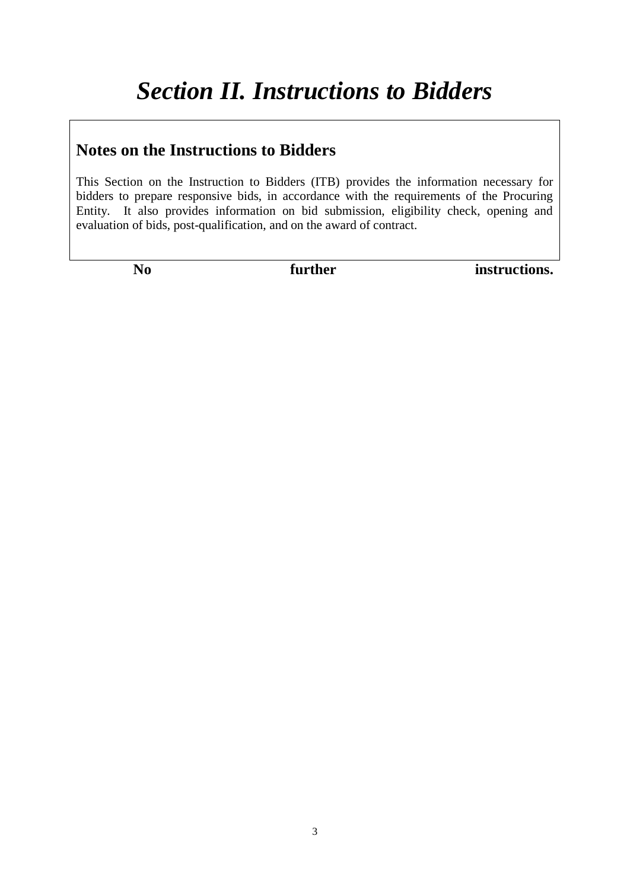# *Section II. Instructions to Bidders*

## Notes on the Instructions to Bidders

This Section on the Instruction to Bidders (ITB) provides the information necessary for bidders to prepare responsive bids, in accordance with the requirements of the Procuring Entity. It also provides information on bid submission, eligibility check, opening and evaluation of bids, post-qualification, and on the award of contract.

**No further instructions.**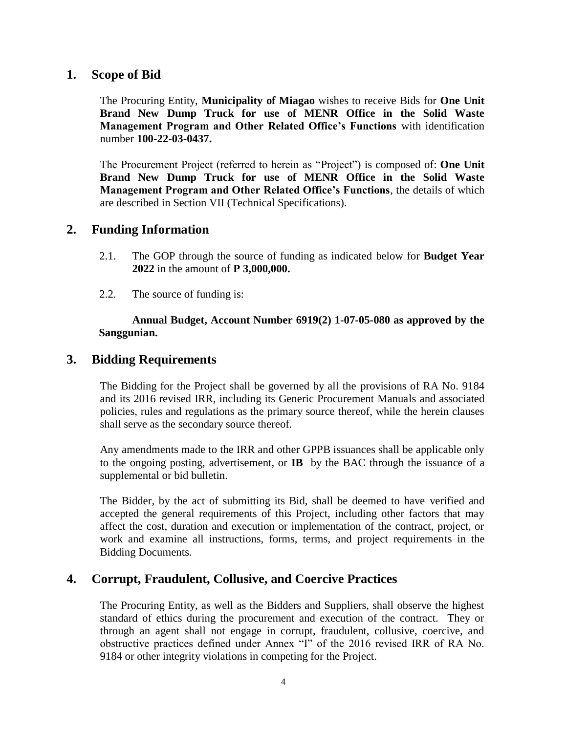## 1. Scope of Bid

The Procuring Entity, **Municipality of Miagao** wishes to receive Bids for **One Unit Brand New Dump Truck for use of MENR Office in the Solid Waste Management Program and Other Related Office's Functions** with identification number **100-22-03-0437.**

The Procurement Project (referred to herein as "Project") is composed of: **One Unit Brand New Dump Truck for use of MENR Office in the Solid Waste Management Program and Other Related Office's Functions**, the details of which are described in Section VII (Technical Specifications).

## 2. Funding Information

2.1. The GOP through the source of funding as indicated below for **Budget Year 2022** in the amount of **P 3,000,000.**

2.2. The source of funding is:

**Annual Budget, Account Number 6919(2) 1-07-05-080 as approved by the Sanggunian.**

## 3. Bidding Requirements

The Bidding for the Project shall be governed by all the provisions of RA No. 9184 and its 2016 revised IRR, including its Generic Procurement Manuals and associated policies, rules and regulations as the primary source thereof, while the herein clauses shall serve as the secondary source thereof.

Any amendments made to the IRR and other GPPB issuances shall be applicable only to the ongoing posting, advertisement, or **IB** by the BAC through the issuance of a supplemental or bid bulletin.

The Bidder, by the act of submitting its Bid, shall be deemed to have verified and accepted the general requirements of this Project, including other factors that may affect the cost, duration and execution or implementation of the contract, project, or work and examine all instructions, forms, terms, and project requirements in the Bidding Documents.

## 4. Corrupt, Fraudulent, Collusive, and Coercive Practices

The Procuring Entity, as well as the Bidders and Suppliers, shall observe the highest standard of ethics during the procurement and execution of the contract. They or through an agent shall not engage in corrupt, fraudulent, collusive, coercive, and obstructive practices defined under Annex "I" of the 2016 revised IRR of RA No. 9184 or other integrity violations in competing for the Project.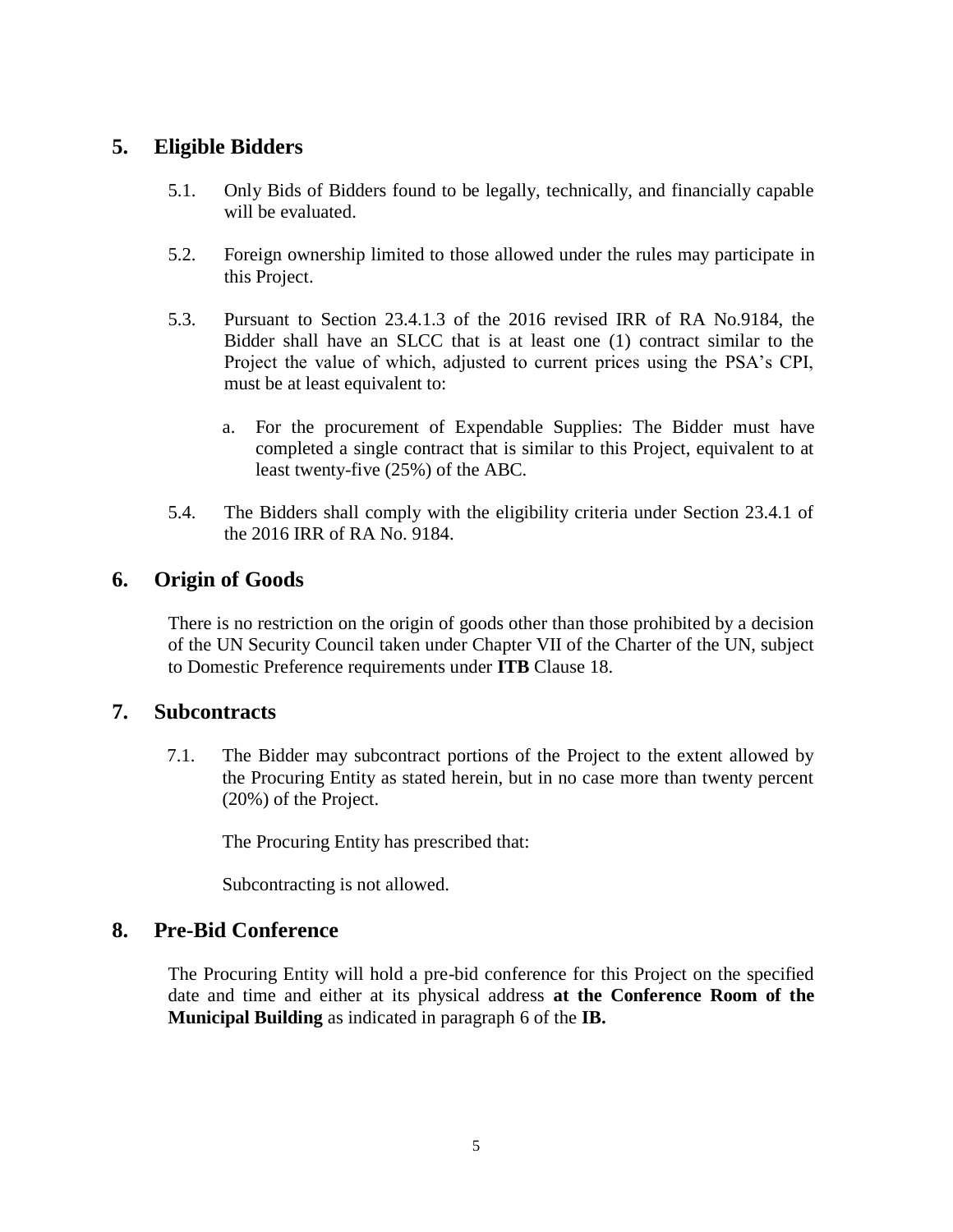## 5. Eligible Bidders

5.1. Only Bids of Bidders found to be legally, technically, and financially capable will be evaluated.

5.2. Foreign ownership limited to those allowed under the rules may participate in this Project.

5.3. Pursuant to Section 23.4.1.3 of the 2016 revised IRR of RA No.9184, the Bidder shall have an SLCC that is at least one (1) contract similar to the Project the value of which, adjusted to current prices using the PSA's CPI, must be at least equivalent to:

   a. For the procurement of Expendable Supplies: The Bidder must have completed a single contract that is similar to this Project, equivalent to at least twenty-five (25%) of the ABC.

5.4. The Bidders shall comply with the eligibility criteria under Section 23.4.1 of the 2016 IRR of RA No. 9184.

## 6. Origin of Goods

There is no restriction on the origin of goods other than those prohibited by a decision of the UN Security Council taken under Chapter VII of the Charter of the UN, subject to Domestic Preference requirements under **ITB** Clause 18.

## 7. Subcontracts

7.1. The Bidder may subcontract portions of the Project to the extent allowed by the Procuring Entity as stated herein, but in no case more than twenty percent (20%) of the Project.

The Procuring Entity has prescribed that:

Subcontracting is not allowed.

## 8. Pre-Bid Conference

The Procuring Entity will hold a pre-bid conference for this Project on the specified date and time and either at its physical address **at the Conference Room of the Municipal Building** as indicated in paragraph 6 of the **IB.**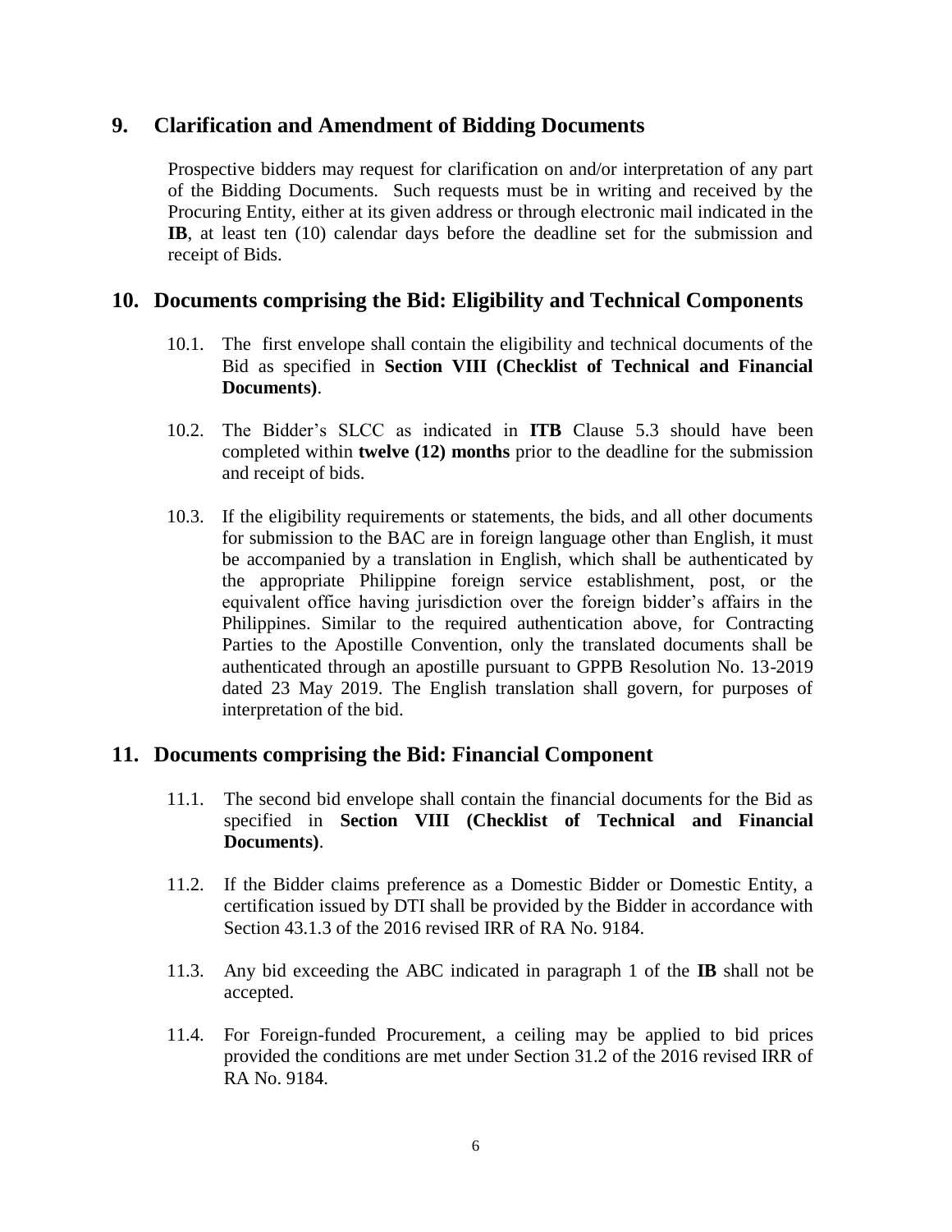## 9. Clarification and Amendment of Bidding Documents

Prospective bidders may request for clarification on and/or interpretation of any part of the Bidding Documents. Such requests must be in writing and received by the Procuring Entity, either at its given address or through electronic mail indicated in the **IB**, at least ten (10) calendar days before the deadline set for the submission and receipt of Bids.

## 10. Documents comprising the Bid: Eligibility and Technical Components

10.1. The first envelope shall contain the eligibility and technical documents of the Bid as specified in **Section VIII (Checklist of Technical and Financial Documents)**.

10.2. The Bidder's SLCC as indicated in **ITB** Clause 5.3 should have been completed within **twelve (12) months** prior to the deadline for the submission and receipt of bids.

10.3. If the eligibility requirements or statements, the bids, and all other documents for submission to the BAC are in foreign language other than English, it must be accompanied by a translation in English, which shall be authenticated by the appropriate Philippine foreign service establishment, post, or the equivalent office having jurisdiction over the foreign bidder's affairs in the Philippines. Similar to the required authentication above, for Contracting Parties to the Apostille Convention, only the translated documents shall be authenticated through an apostille pursuant to GPPB Resolution No. 13-2019 dated 23 May 2019. The English translation shall govern, for purposes of interpretation of the bid.

## 11. Documents comprising the Bid: Financial Component

11.1. The second bid envelope shall contain the financial documents for the Bid as specified in **Section VIII (Checklist of Technical and Financial Documents)**.

11.2. If the Bidder claims preference as a Domestic Bidder or Domestic Entity, a certification issued by DTI shall be provided by the Bidder in accordance with Section 43.1.3 of the 2016 revised IRR of RA No. 9184.

11.3. Any bid exceeding the ABC indicated in paragraph 1 of the **IB** shall not be accepted.

11.4. For Foreign-funded Procurement, a ceiling may be applied to bid prices provided the conditions are met under Section 31.2 of the 2016 revised IRR of RA No. 9184.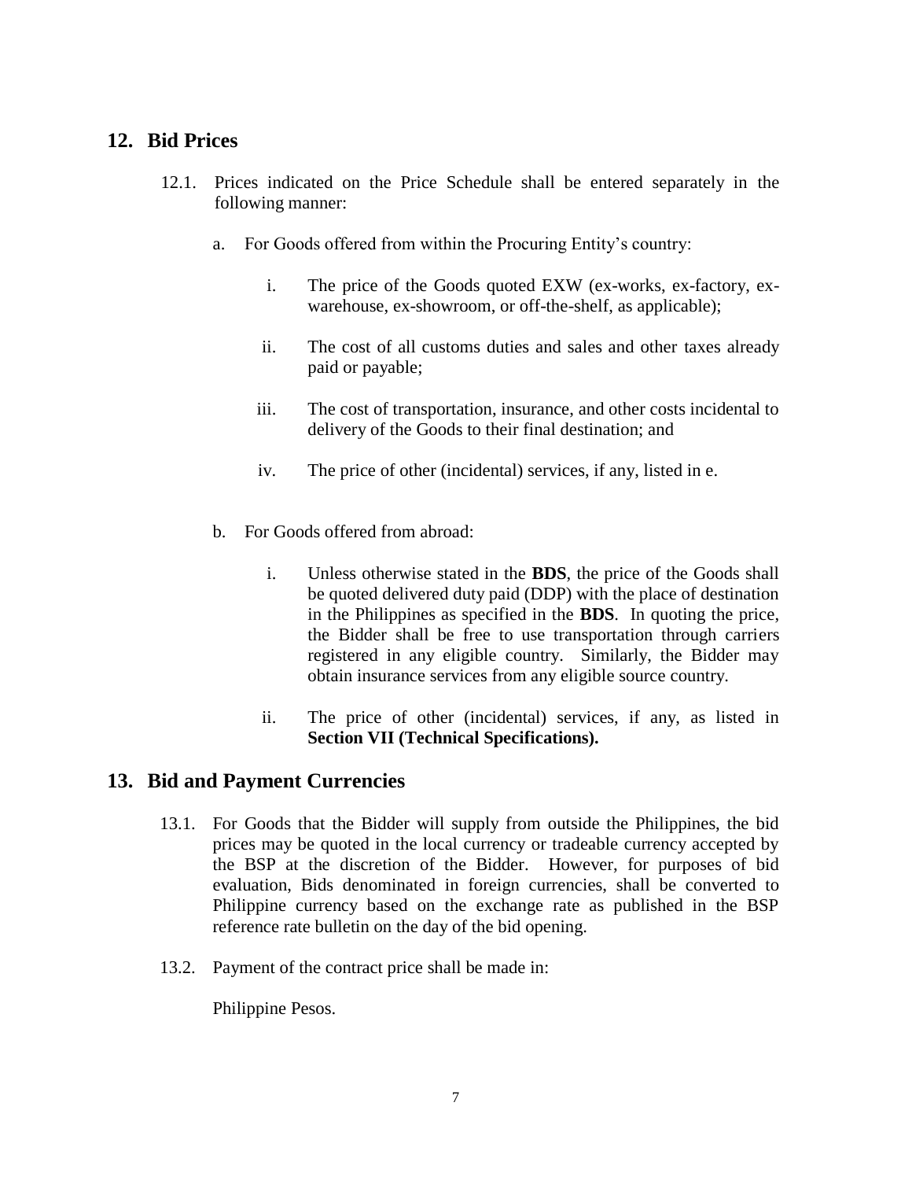## 12. Bid Prices

12.1. Prices indicated on the Price Schedule shall be entered separately in the following manner:

a. For Goods offered from within the Procuring Entity's country:

i. The price of the Goods quoted EXW (ex-works, ex-factory, ex-warehouse, ex-showroom, or off-the-shelf, as applicable);

ii. The cost of all customs duties and sales and other taxes already paid or payable;

iii. The cost of transportation, insurance, and other costs incidental to delivery of the Goods to their final destination; and

iv. The price of other (incidental) services, if any, listed in e.

b. For Goods offered from abroad:

i. Unless otherwise stated in the **BDS**, the price of the Goods shall be quoted delivered duty paid (DDP) with the place of destination in the Philippines as specified in the **BDS**. In quoting the price, the Bidder shall be free to use transportation through carriers registered in any eligible country. Similarly, the Bidder may obtain insurance services from any eligible source country.

ii. The price of other (incidental) services, if any, as listed in **Section VII (Technical Specifications).**

## 13. Bid and Payment Currencies

13.1. For Goods that the Bidder will supply from outside the Philippines, the bid prices may be quoted in the local currency or tradeable currency accepted by the BSP at the discretion of the Bidder. However, for purposes of bid evaluation, Bids denominated in foreign currencies, shall be converted to Philippine currency based on the exchange rate as published in the BSP reference rate bulletin on the day of the bid opening.

13.2. Payment of the contract price shall be made in:

Philippine Pesos.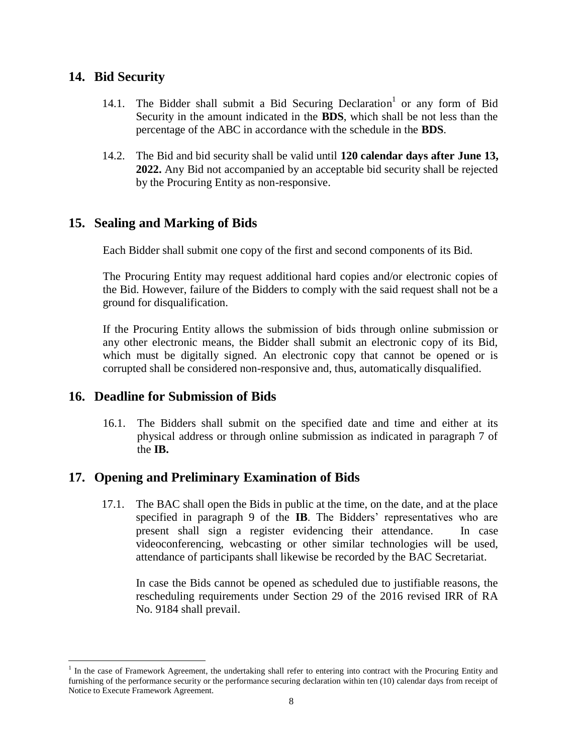## 14. Bid Security

14.1. The Bidder shall submit a Bid Securing Declaration[1] or any form of Bid Security in the amount indicated in the **BDS**, which shall be not less than the percentage of the ABC in accordance with the schedule in the **BDS**.

14.2. The Bid and bid security shall be valid until **120 calendar days after June 13, 2022.** Any Bid not accompanied by an acceptable bid security shall be rejected by the Procuring Entity as non-responsive.

## 15. Sealing and Marking of Bids

Each Bidder shall submit one copy of the first and second components of its Bid.

The Procuring Entity may request additional hard copies and/or electronic copies of the Bid. However, failure of the Bidders to comply with the said request shall not be a ground for disqualification.

If the Procuring Entity allows the submission of bids through online submission or any other electronic means, the Bidder shall submit an electronic copy of its Bid, which must be digitally signed. An electronic copy that cannot be opened or is corrupted shall be considered non-responsive and, thus, automatically disqualified.

## 16. Deadline for Submission of Bids

16.1. The Bidders shall submit on the specified date and time and either at its physical address or through online submission as indicated in paragraph 7 of the **IB.**

## 17. Opening and Preliminary Examination of Bids

17.1. The BAC shall open the Bids in public at the time, on the date, and at the place specified in paragraph 9 of the **IB**. The Bidders' representatives who are present shall sign a register evidencing their attendance. In case videoconferencing, webcasting or other similar technologies will be used, attendance of participants shall likewise be recorded by the BAC Secretariat.

In case the Bids cannot be opened as scheduled due to justifiable reasons, the rescheduling requirements under Section 29 of the 2016 revised IRR of RA No. 9184 shall prevail.

---

[1] In the case of Framework Agreement, the undertaking shall refer to entering into contract with the Procuring Entity and furnishing of the performance security or the performance securing declaration within ten (10) calendar days from receipt of Notice to Execute Framework Agreement.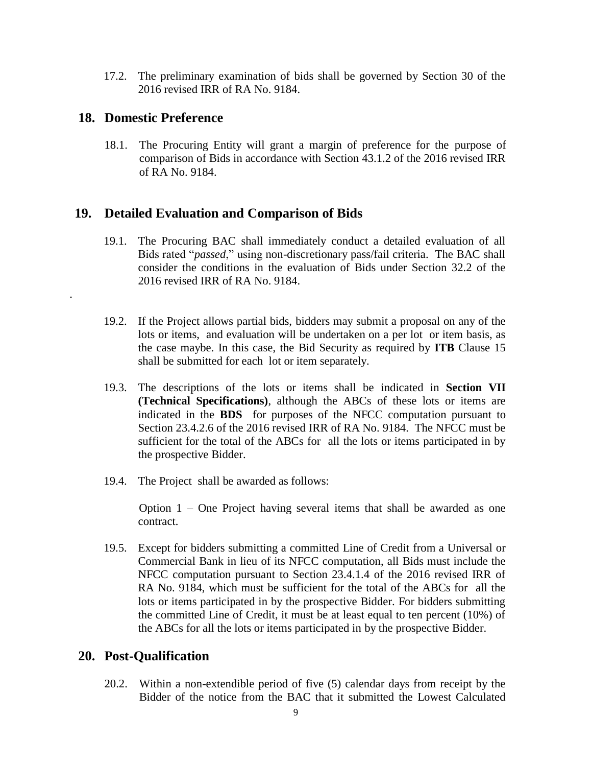17.2. The preliminary examination of bids shall be governed by Section 30 of the 2016 revised IRR of RA No. 9184.

## 18. Domestic Preference

18.1. The Procuring Entity will grant a margin of preference for the purpose of comparison of Bids in accordance with Section 43.1.2 of the 2016 revised IRR of RA No. 9184.

## 19. Detailed Evaluation and Comparison of Bids

19.1. The Procuring BAC shall immediately conduct a detailed evaluation of all Bids rated "*passed*," using non-discretionary pass/fail criteria. The BAC shall consider the conditions in the evaluation of Bids under Section 32.2 of the 2016 revised IRR of RA No. 9184.

19.2. If the Project allows partial bids, bidders may submit a proposal on any of the lots or items, and evaluation will be undertaken on a per lot or item basis, as the case maybe. In this case, the Bid Security as required by **ITB** Clause 15 shall be submitted for each lot or item separately.

19.3. The descriptions of the lots or items shall be indicated in **Section VII (Technical Specifications)**, although the ABCs of these lots or items are indicated in the **BDS** for purposes of the NFCC computation pursuant to Section 23.4.2.6 of the 2016 revised IRR of RA No. 9184. The NFCC must be sufficient for the total of the ABCs for all the lots or items participated in by the prospective Bidder.

19.4. The Project shall be awarded as follows:

Option 1 – One Project having several items that shall be awarded as one contract.

19.5. Except for bidders submitting a committed Line of Credit from a Universal or Commercial Bank in lieu of its NFCC computation, all Bids must include the NFCC computation pursuant to Section 23.4.1.4 of the 2016 revised IRR of RA No. 9184, which must be sufficient for the total of the ABCs for all the lots or items participated in by the prospective Bidder. For bidders submitting the committed Line of Credit, it must be at least equal to ten percent (10%) of the ABCs for all the lots or items participated in by the prospective Bidder.

## 20. Post-Qualification

20.2. Within a non-extendible period of five (5) calendar days from receipt by the Bidder of the notice from the BAC that it submitted the Lowest Calculated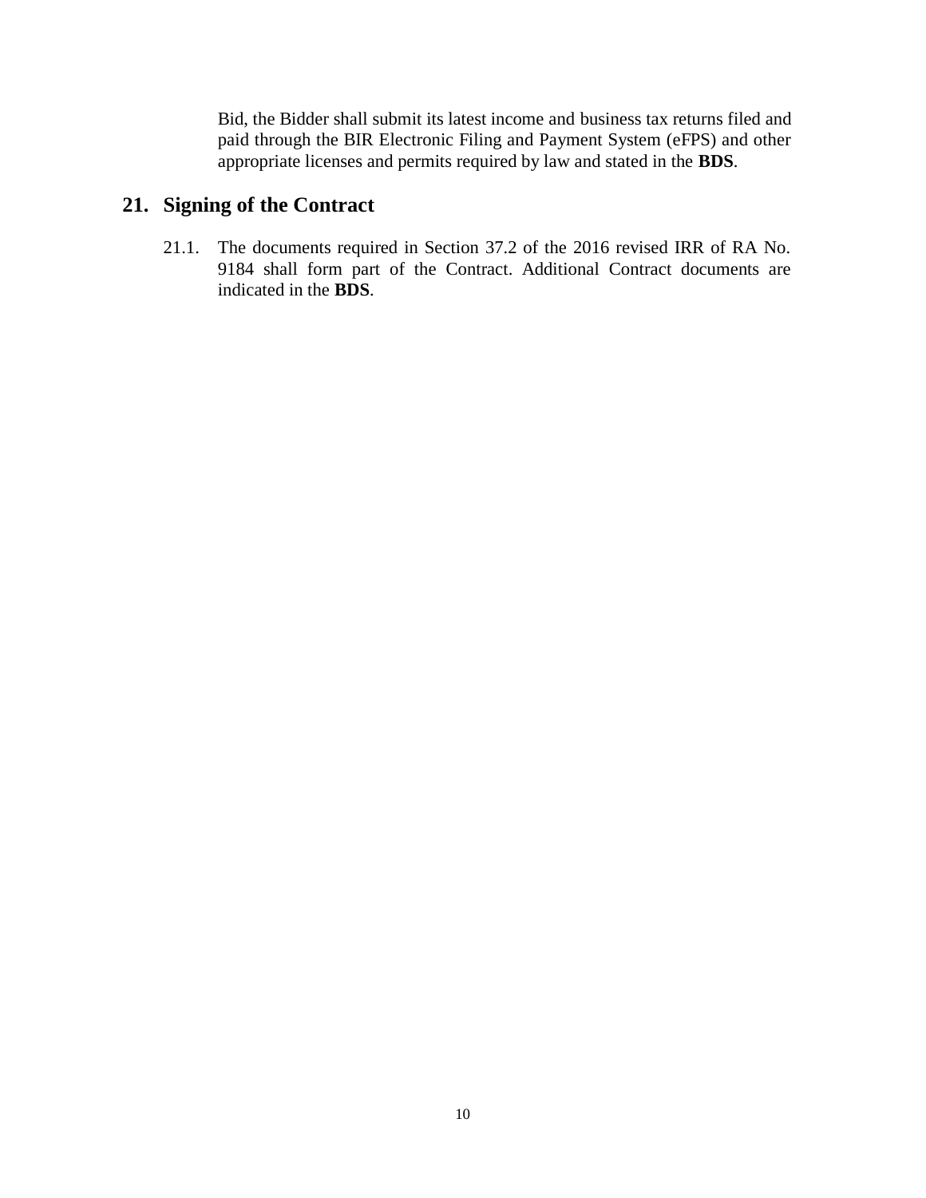Bid, the Bidder shall submit its latest income and business tax returns filed and paid through the BIR Electronic Filing and Payment System (eFPS) and other appropriate licenses and permits required by law and stated in the **BDS**.

## 21. Signing of the Contract

21.1. The documents required in Section 37.2 of the 2016 revised IRR of RA No. 9184 shall form part of the Contract. Additional Contract documents are indicated in the **BDS**.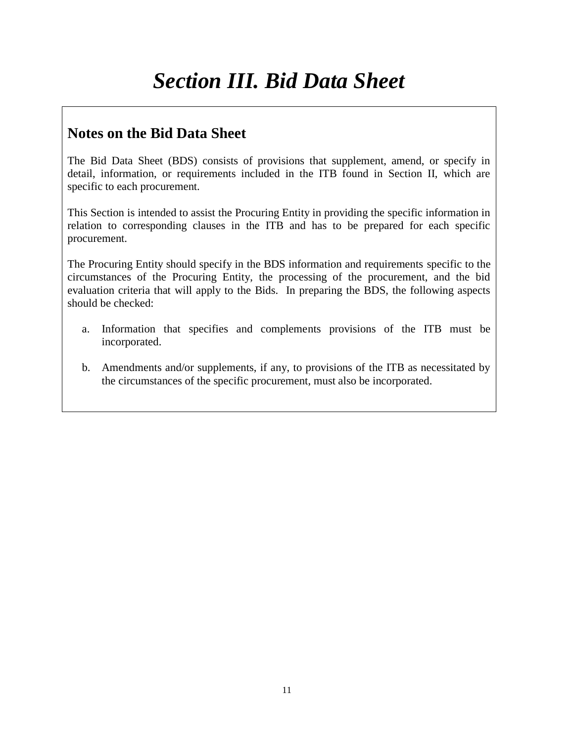# *Section III. Bid Data Sheet*

## Notes on the Bid Data Sheet

The Bid Data Sheet (BDS) consists of provisions that supplement, amend, or specify in detail, information, or requirements included in the ITB found in Section II, which are specific to each procurement.

This Section is intended to assist the Procuring Entity in providing the specific information in relation to corresponding clauses in the ITB and has to be prepared for each specific procurement.

The Procuring Entity should specify in the BDS information and requirements specific to the circumstances of the Procuring Entity, the processing of the procurement, and the bid evaluation criteria that will apply to the Bids. In preparing the BDS, the following aspects should be checked:

a. Information that specifies and complements provisions of the ITB must be incorporated.

b. Amendments and/or supplements, if any, to provisions of the ITB as necessitated by the circumstances of the specific procurement, must also be incorporated.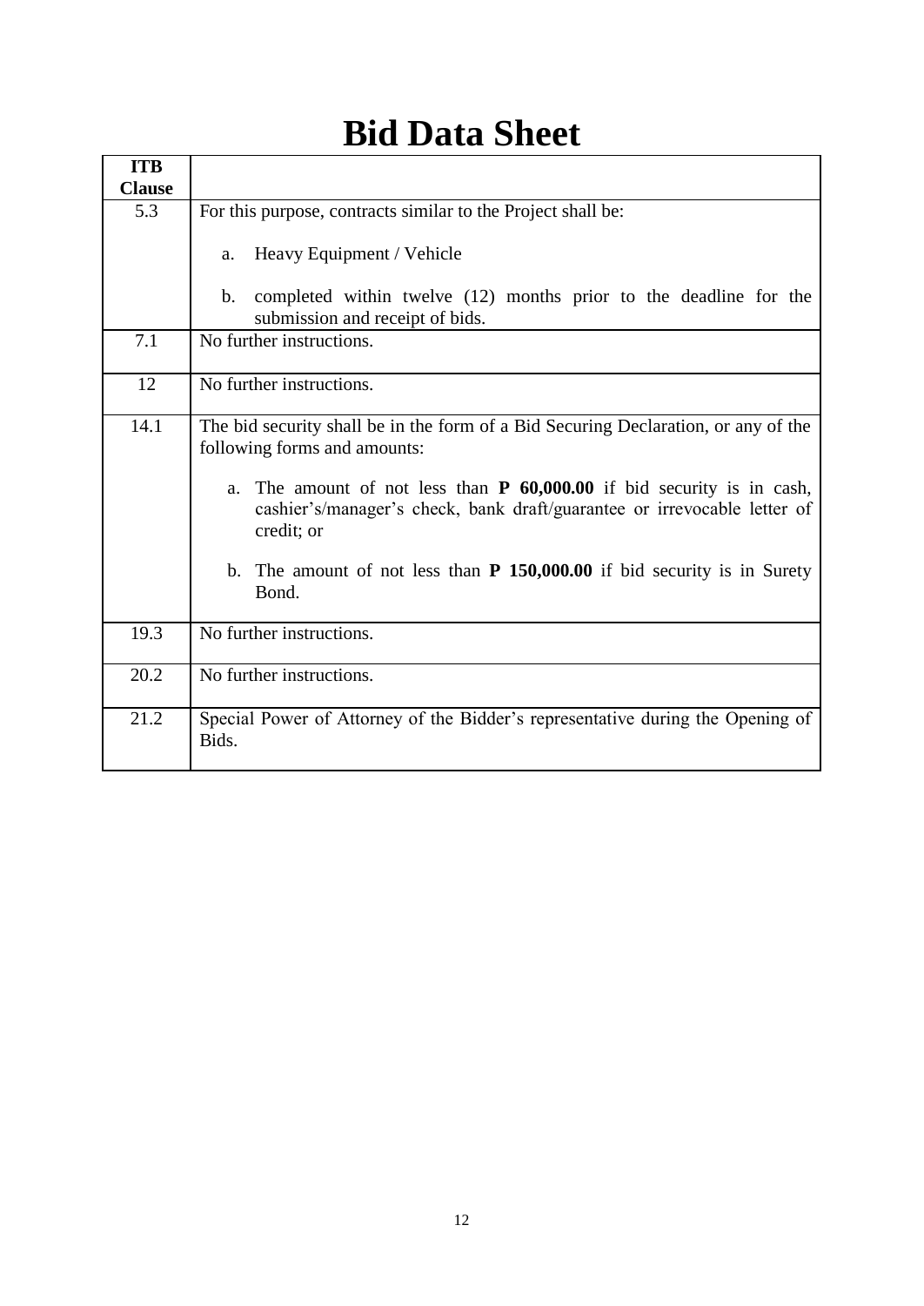# Bid Data Sheet

| ITB Clause | |
|---|---|
| 5.3 | For this purpose, contracts similar to the Project shall be:<br><br>a. Heavy Equipment / Vehicle<br><br>b. completed within twelve (12) months prior to the deadline for the submission and receipt of bids. |
| 7.1 | No further instructions. |
| 12 | No further instructions. |
| 14.1 | The bid security shall be in the form of a Bid Securing Declaration, or any of the following forms and amounts:<br><br>a. The amount of not less than **P 60,000.00** if bid security is in cash, cashier's/manager's check, bank draft/guarantee or irrevocable letter of credit; or<br><br>b. The amount of not less than **P 150,000.00** if bid security is in Surety Bond. |
| 19.3 | No further instructions. |
| 20.2 | No further instructions. |
| 21.2 | Special Power of Attorney of the Bidder's representative during the Opening of Bids. |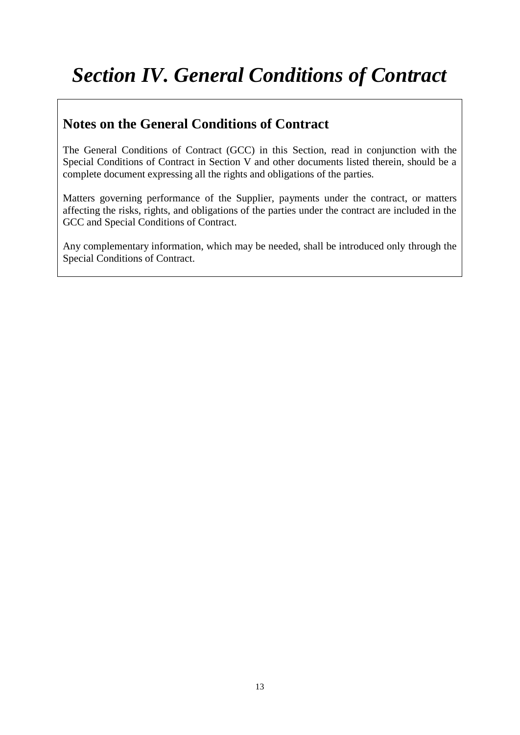# *Section IV. General Conditions of Contract*

## Notes on the General Conditions of Contract

The General Conditions of Contract (GCC) in this Section, read in conjunction with the Special Conditions of Contract in Section V and other documents listed therein, should be a complete document expressing all the rights and obligations of the parties.

Matters governing performance of the Supplier, payments under the contract, or matters affecting the risks, rights, and obligations of the parties under the contract are included in the GCC and Special Conditions of Contract.

Any complementary information, which may be needed, shall be introduced only through the Special Conditions of Contract.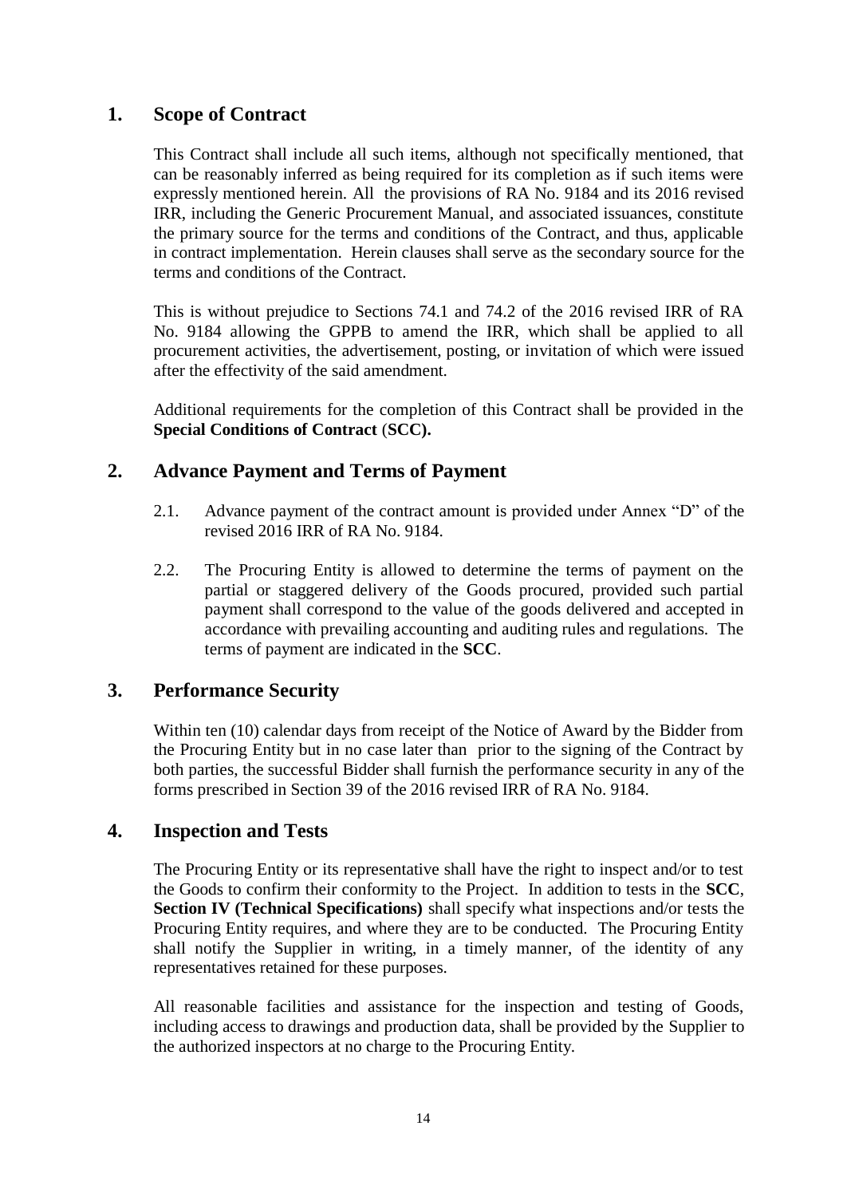## 1. Scope of Contract

This Contract shall include all such items, although not specifically mentioned, that can be reasonably inferred as being required for its completion as if such items were expressly mentioned herein. All the provisions of RA No. 9184 and its 2016 revised IRR, including the Generic Procurement Manual, and associated issuances, constitute the primary source for the terms and conditions of the Contract, and thus, applicable in contract implementation. Herein clauses shall serve as the secondary source for the terms and conditions of the Contract.

This is without prejudice to Sections 74.1 and 74.2 of the 2016 revised IRR of RA No. 9184 allowing the GPPB to amend the IRR, which shall be applied to all procurement activities, the advertisement, posting, or invitation of which were issued after the effectivity of the said amendment.

Additional requirements for the completion of this Contract shall be provided in the **Special Conditions of Contract** (**SCC).**

## 2. Advance Payment and Terms of Payment

2.1. Advance payment of the contract amount is provided under Annex "D" of the revised 2016 IRR of RA No. 9184.

2.2. The Procuring Entity is allowed to determine the terms of payment on the partial or staggered delivery of the Goods procured, provided such partial payment shall correspond to the value of the goods delivered and accepted in accordance with prevailing accounting and auditing rules and regulations. The terms of payment are indicated in the **SCC**.

## 3. Performance Security

Within ten (10) calendar days from receipt of the Notice of Award by the Bidder from the Procuring Entity but in no case later than prior to the signing of the Contract by both parties, the successful Bidder shall furnish the performance security in any of the forms prescribed in Section 39 of the 2016 revised IRR of RA No. 9184.

## 4. Inspection and Tests

The Procuring Entity or its representative shall have the right to inspect and/or to test the Goods to confirm their conformity to the Project. In addition to tests in the **SCC**, **Section IV (Technical Specifications)** shall specify what inspections and/or tests the Procuring Entity requires, and where they are to be conducted. The Procuring Entity shall notify the Supplier in writing, in a timely manner, of the identity of any representatives retained for these purposes.

All reasonable facilities and assistance for the inspection and testing of Goods, including access to drawings and production data, shall be provided by the Supplier to the authorized inspectors at no charge to the Procuring Entity.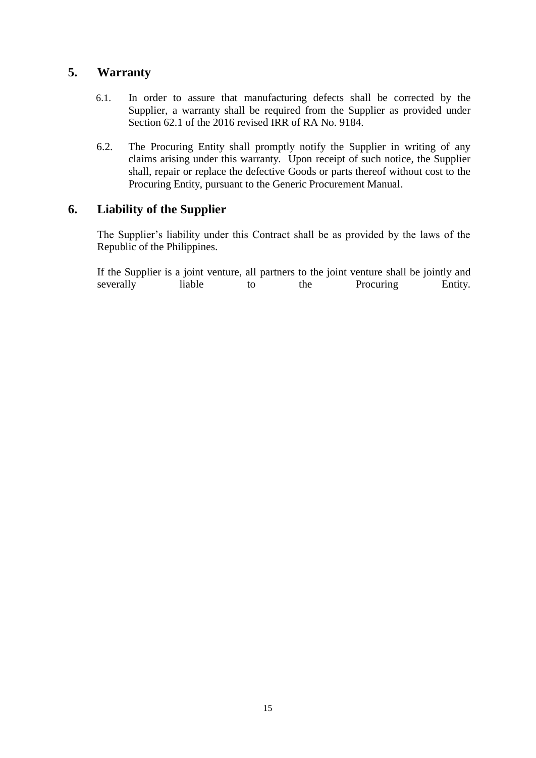## 5. Warranty

6.1. In order to assure that manufacturing defects shall be corrected by the Supplier, a warranty shall be required from the Supplier as provided under Section 62.1 of the 2016 revised IRR of RA No. 9184.

6.2. The Procuring Entity shall promptly notify the Supplier in writing of any claims arising under this warranty. Upon receipt of such notice, the Supplier shall, repair or replace the defective Goods or parts thereof without cost to the Procuring Entity, pursuant to the Generic Procurement Manual.

## 6. Liability of the Supplier

The Supplier's liability under this Contract shall be as provided by the laws of the Republic of the Philippines.

If the Supplier is a joint venture, all partners to the joint venture shall be jointly and severally liable to the Procuring Entity.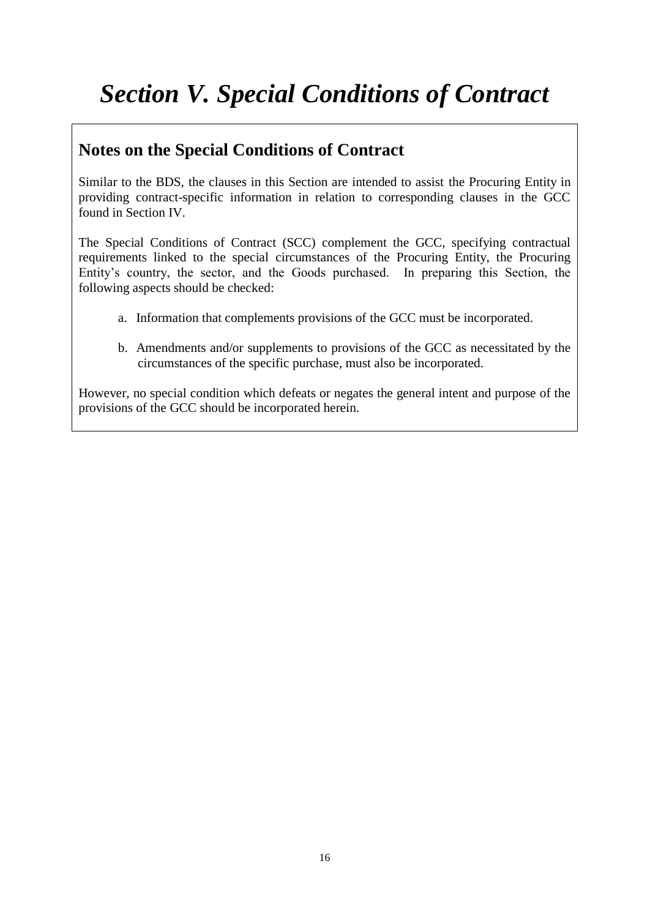# *Section V. Special Conditions of Contract*

## Notes on the Special Conditions of Contract

Similar to the BDS, the clauses in this Section are intended to assist the Procuring Entity in providing contract-specific information in relation to corresponding clauses in the GCC found in Section IV.

The Special Conditions of Contract (SCC) complement the GCC, specifying contractual requirements linked to the special circumstances of the Procuring Entity, the Procuring Entity's country, the sector, and the Goods purchased. In preparing this Section, the following aspects should be checked:

a. Information that complements provisions of the GCC must be incorporated.

b. Amendments and/or supplements to provisions of the GCC as necessitated by the circumstances of the specific purchase, must also be incorporated.

However, no special condition which defeats or negates the general intent and purpose of the provisions of the GCC should be incorporated herein.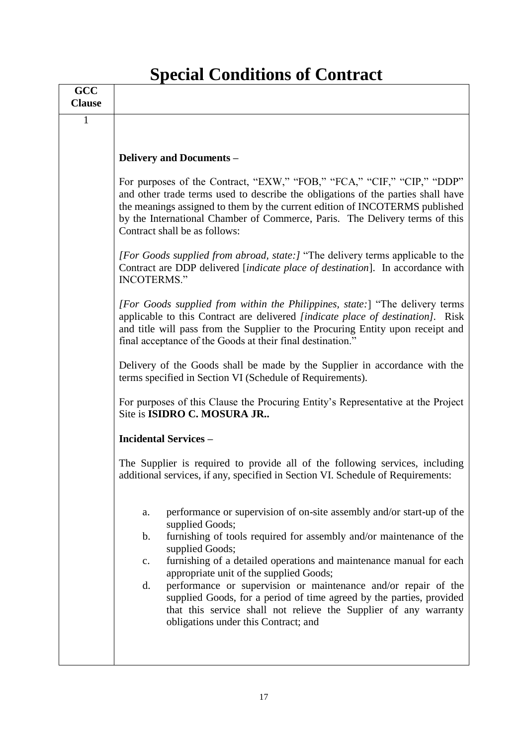# Special Conditions of Contract

| GCC Clause | |
|---|---|
| 1 | **Delivery and Documents –**<br><br>For purposes of the Contract, "EXW," "FOB," "FCA," "CIF," "CIP," "DDP" and other trade terms used to describe the obligations of the parties shall have the meanings assigned to them by the current edition of INCOTERMS published by the International Chamber of Commerce, Paris. The Delivery terms of this Contract shall be as follows:<br><br>*[For Goods supplied from abroad, state:]* "The delivery terms applicable to the Contract are DDP delivered [*indicate place of destination*]. In accordance with INCOTERMS."<br><br>*[For Goods supplied from within the Philippines, state:*] "The delivery terms applicable to this Contract are delivered *[indicate place of destination]*. Risk and title will pass from the Supplier to the Procuring Entity upon receipt and final acceptance of the Goods at their final destination."<br><br>Delivery of the Goods shall be made by the Supplier in accordance with the terms specified in Section VI (Schedule of Requirements).<br><br>For purposes of this Clause the Procuring Entity's Representative at the Project Site is **ISIDRO C. MOSURA JR..**<br><br>**Incidental Services –**<br><br>The Supplier is required to provide all of the following services, including additional services, if any, specified in Section VI. Schedule of Requirements:<br><br>a. performance or supervision of on-site assembly and/or start-up of the supplied Goods;<br>b. furnishing of tools required for assembly and/or maintenance of the supplied Goods;<br>c. furnishing of a detailed operations and maintenance manual for each appropriate unit of the supplied Goods;<br>d. performance or supervision or maintenance and/or repair of the supplied Goods, for a period of time agreed by the parties, provided that this service shall not relieve the Supplier of any warranty obligations under this Contract; and |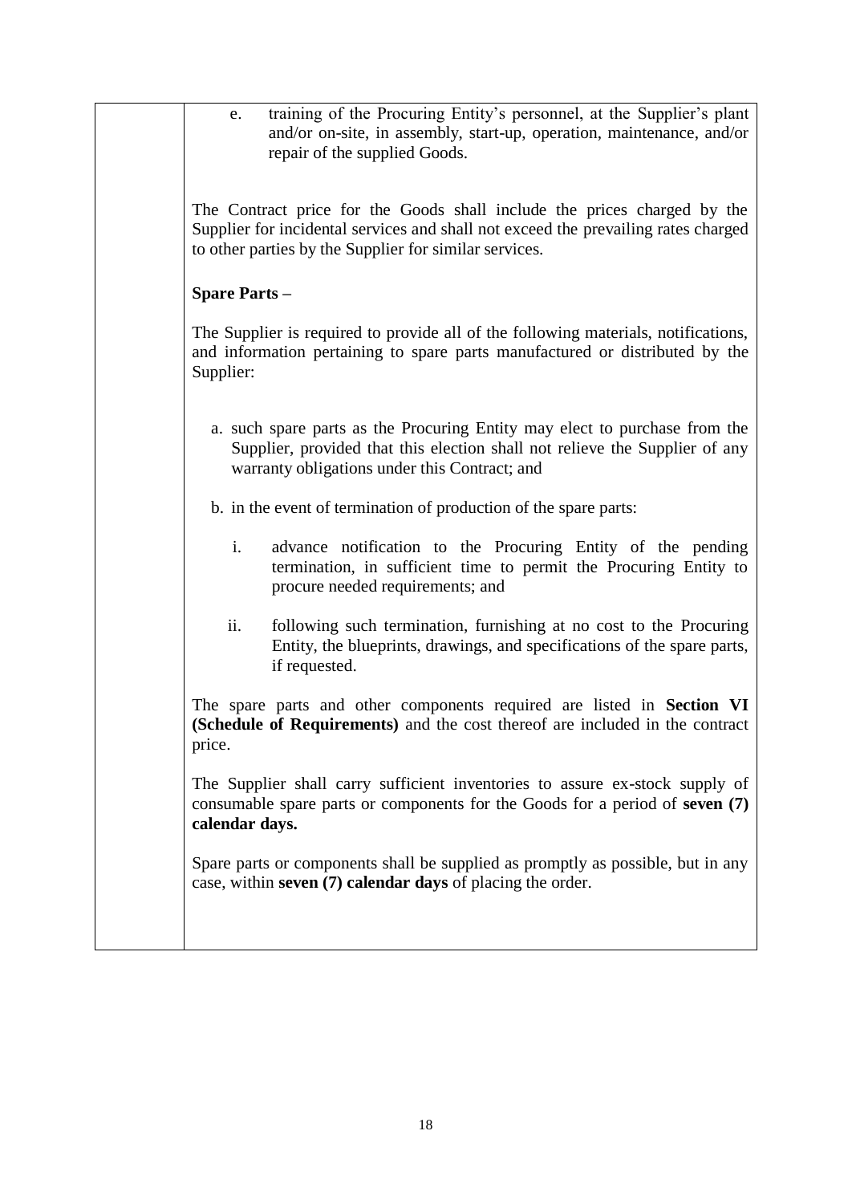| | e. training of the Procuring Entity's personnel, at the Supplier's plant and/or on-site, in assembly, start-up, operation, maintenance, and/or repair of the supplied Goods.<br><br>The Contract price for the Goods shall include the prices charged by the Supplier for incidental services and shall not exceed the prevailing rates charged to other parties by the Supplier for similar services.<br><br>**Spare Parts –**<br><br>The Supplier is required to provide all of the following materials, notifications, and information pertaining to spare parts manufactured or distributed by the Supplier:<br><br>a. such spare parts as the Procuring Entity may elect to purchase from the Supplier, provided that this election shall not relieve the Supplier of any warranty obligations under this Contract; and<br><br>b. in the event of termination of production of the spare parts:<br><br>i. advance notification to the Procuring Entity of the pending termination, in sufficient time to permit the Procuring Entity to procure needed requirements; and<br><br>ii. following such termination, furnishing at no cost to the Procuring Entity, the blueprints, drawings, and specifications of the spare parts, if requested.<br><br>The spare parts and other components required are listed in **Section VI (Schedule of Requirements)** and the cost thereof are included in the contract price.<br><br>The Supplier shall carry sufficient inventories to assure ex-stock supply of consumable spare parts or components for the Goods for a period of **seven (7) calendar days.**<br><br>Spare parts or components shall be supplied as promptly as possible, but in any case, within **seven (7) calendar days** of placing the order. |
|---|---|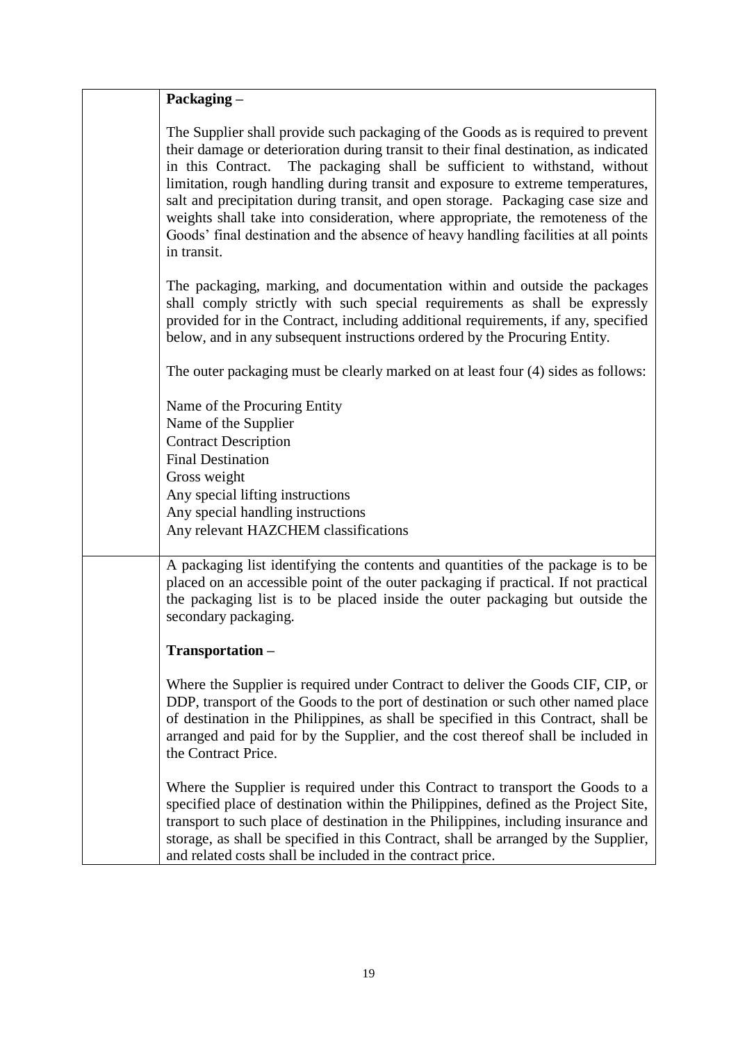| | |
|---|---|
| | **Packaging –**<br><br>The Supplier shall provide such packaging of the Goods as is required to prevent their damage or deterioration during transit to their final destination, as indicated in this Contract. The packaging shall be sufficient to withstand, without limitation, rough handling during transit and exposure to extreme temperatures, salt and precipitation during transit, and open storage. Packaging case size and weights shall take into consideration, where appropriate, the remoteness of the Goods' final destination and the absence of heavy handling facilities at all points in transit.<br><br>The packaging, marking, and documentation within and outside the packages shall comply strictly with such special requirements as shall be expressly provided for in the Contract, including additional requirements, if any, specified below, and in any subsequent instructions ordered by the Procuring Entity.<br><br>The outer packaging must be clearly marked on at least four (4) sides as follows:<br><br>Name of the Procuring Entity<br>Name of the Supplier<br>Contract Description<br>Final Destination<br>Gross weight<br>Any special lifting instructions<br>Any special handling instructions<br>Any relevant HAZCHEM classifications |
| | A packaging list identifying the contents and quantities of the package is to be placed on an accessible point of the outer packaging if practical. If not practical the packaging list is to be placed inside the outer packaging but outside the secondary packaging.<br><br>**Transportation –**<br><br>Where the Supplier is required under Contract to deliver the Goods CIF, CIP, or DDP, transport of the Goods to the port of destination or such other named place of destination in the Philippines, as shall be specified in this Contract, shall be arranged and paid for by the Supplier, and the cost thereof shall be included in the Contract Price.<br><br>Where the Supplier is required under this Contract to transport the Goods to a specified place of destination within the Philippines, defined as the Project Site, transport to such place of destination in the Philippines, including insurance and storage, as shall be specified in this Contract, shall be arranged by the Supplier, and related costs shall be included in the contract price. |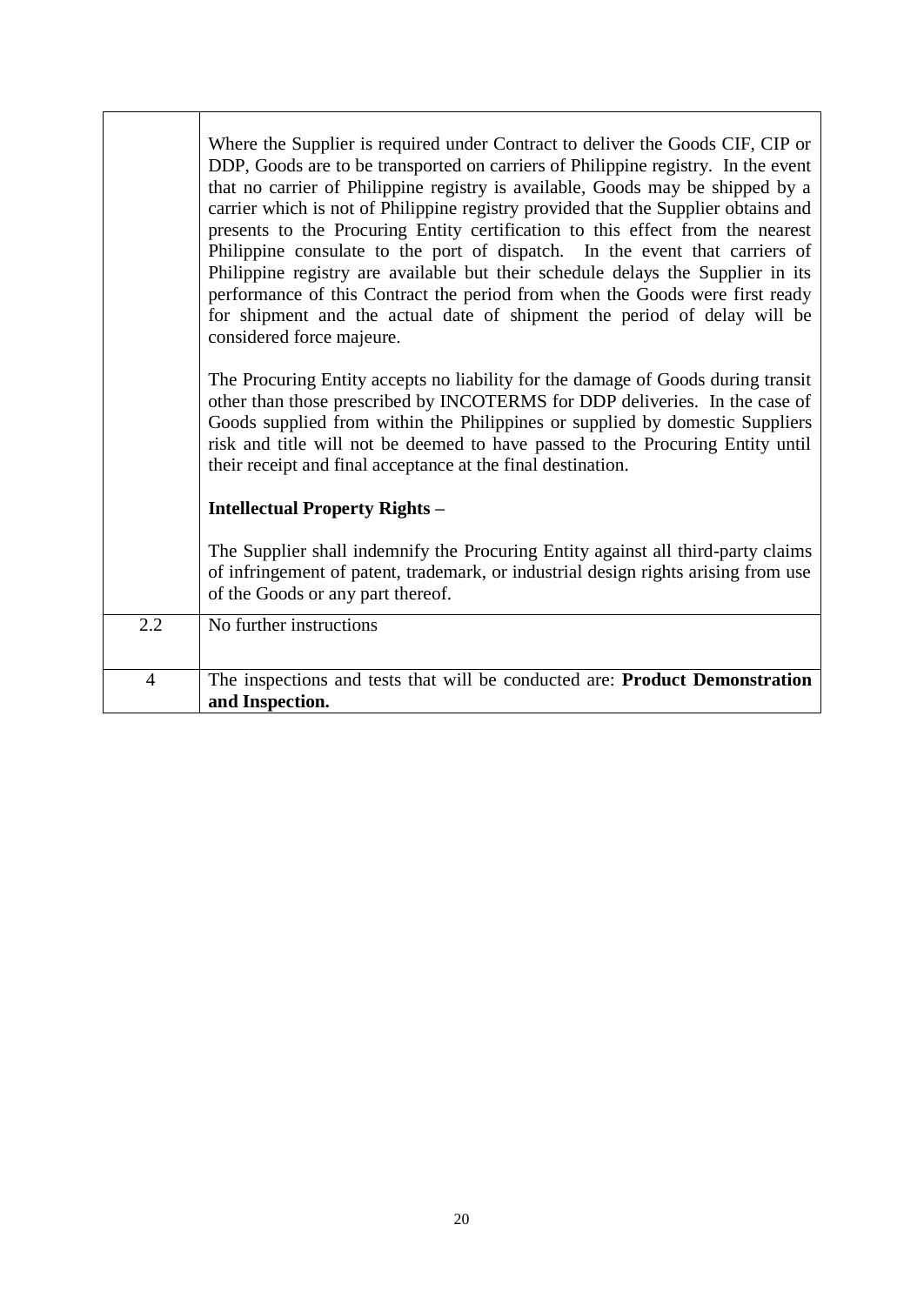| | |
|---|---|
| | Where the Supplier is required under Contract to deliver the Goods CIF, CIP or DDP, Goods are to be transported on carriers of Philippine registry. In the event that no carrier of Philippine registry is available, Goods may be shipped by a carrier which is not of Philippine registry provided that the Supplier obtains and presents to the Procuring Entity certification to this effect from the nearest Philippine consulate to the port of dispatch. In the event that carriers of Philippine registry are available but their schedule delays the Supplier in its performance of this Contract the period from when the Goods were first ready for shipment and the actual date of shipment the period of delay will be considered force majeure.<br><br>The Procuring Entity accepts no liability for the damage of Goods during transit other than those prescribed by INCOTERMS for DDP deliveries. In the case of Goods supplied from within the Philippines or supplied by domestic Suppliers risk and title will not be deemed to have passed to the Procuring Entity until their receipt and final acceptance at the final destination.<br><br>**Intellectual Property Rights –**<br><br>The Supplier shall indemnify the Procuring Entity against all third-party claims of infringement of patent, trademark, or industrial design rights arising from use of the Goods or any part thereof. |
| 2.2 | No further instructions |
| 4 | The inspections and tests that will be conducted are: **Product Demonstration and Inspection.** |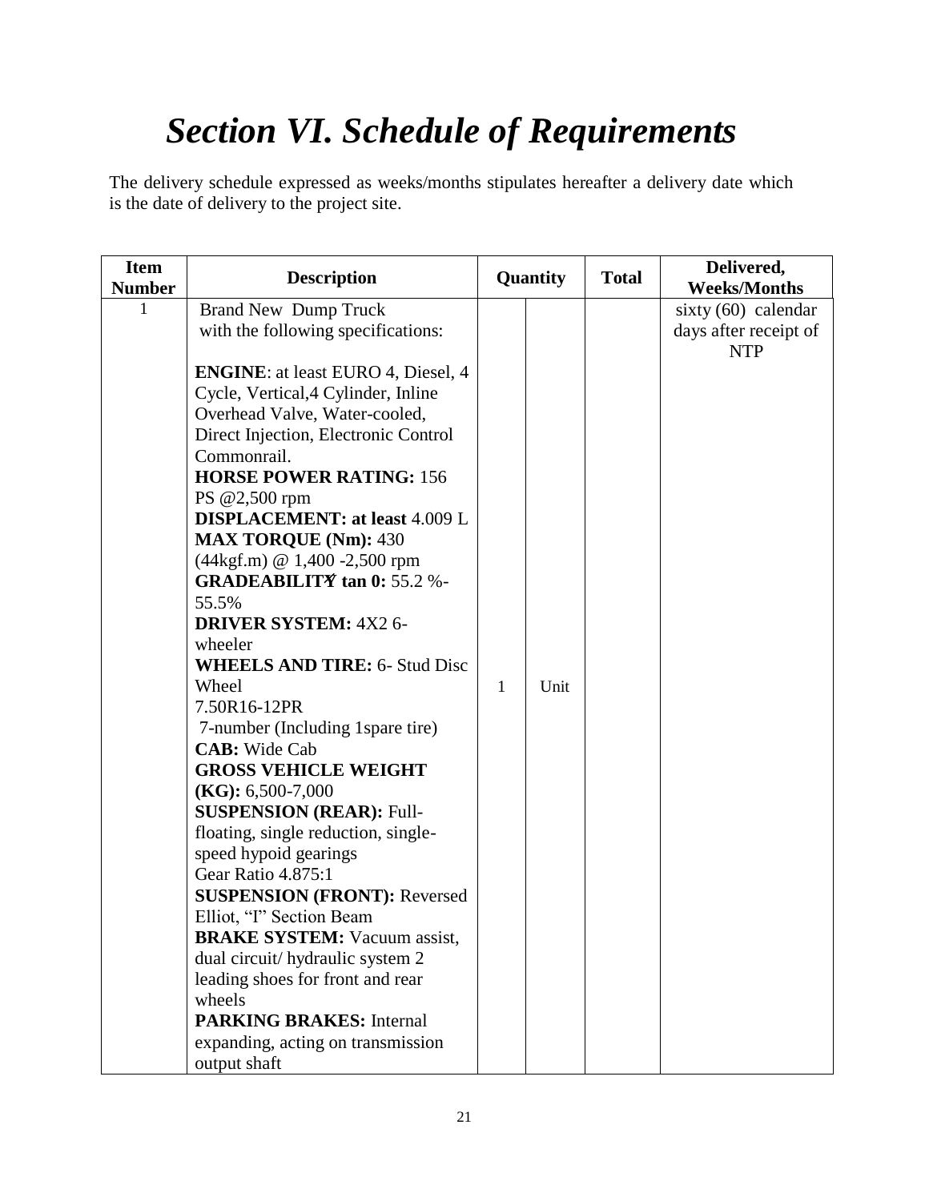# *Section VI. Schedule of Requirements*

The delivery schedule expressed as weeks/months stipulates hereafter a delivery date which is the date of delivery to the project site.

| Item Number | Description | Quantity | | Total | Delivered, Weeks/Months |
|---|---|---|---|---|---|
| 1 | Brand New Dump Truck with the following specifications:<br><br>**ENGINE**: at least EURO 4, Diesel, 4 Cycle, Vertical,4 Cylinder, Inline Overhead Valve, Water-cooled, Direct Injection, Electronic Control Commonrail.<br>**HORSE POWER RATING:** 156 PS @2,500 rpm<br>**DISPLACEMENT: at least** 4.009 L<br>**MAX TORQUE (Nm):** 430 (44kgf.m) @ 1,400 -2,500 rpm<br>**GRADEABILITY tan 0:** 55.2 %-55.5%<br>**DRIVER SYSTEM:** 4X2 6-wheeler<br>**WHEELS AND TIRE:** 6- Stud Disc Wheel<br>7.50R16-12PR<br>7-number (Including 1spare tire)<br>**CAB:** Wide Cab<br>**GROSS VEHICLE WEIGHT (KG):** 6,500-7,000<br>**SUSPENSION (REAR):** Full-floating, single reduction, single-speed hypoid gearings<br>Gear Ratio 4.875:1<br>**SUSPENSION (FRONT):** Reversed Elliot, "I" Section Beam<br>**BRAKE SYSTEM:** Vacuum assist, dual circuit/ hydraulic system 2 leading shoes for front and rear wheels<br>**PARKING BRAKES:** Internal expanding, acting on transmission output shaft | 1 | Unit | | sixty (60) calendar days after receipt of NTP |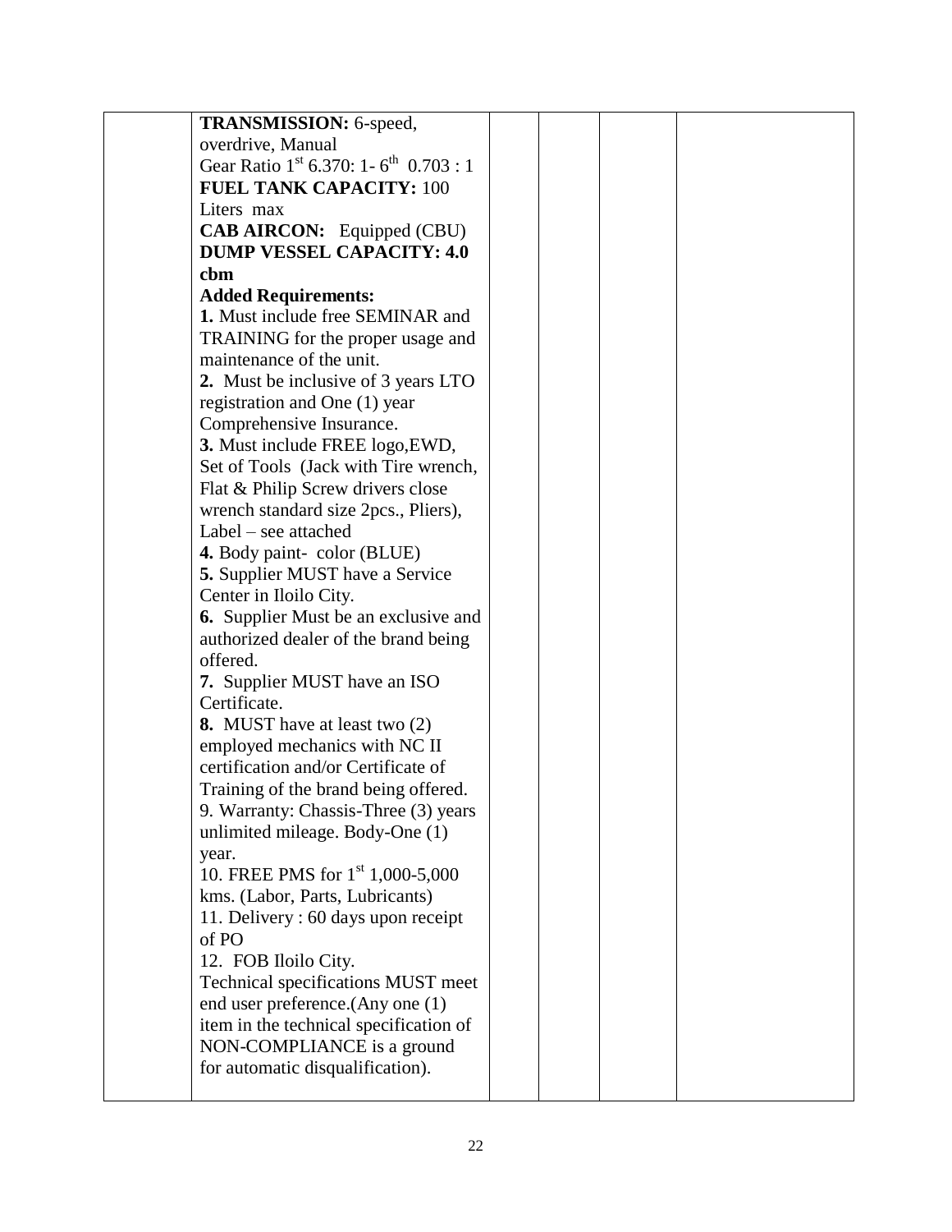| | | | | | |
|---|---|---|---|---|---|
| | **TRANSMISSION:** 6-speed, overdrive, Manual<br>Gear Ratio $1^{st}$ 6.370: 1- $6^{th}$ 0.703 : 1<br>**FUEL TANK CAPACITY:** 100 Liters max<br>**CAB AIRCON:** Equipped (CBU)<br>**DUMP VESSEL CAPACITY: 4.0 cbm**<br>**Added Requirements:**<br>**1.** Must include free SEMINAR and TRAINING for the proper usage and maintenance of the unit.<br>**2.** Must be inclusive of 3 years LTO registration and One (1) year Comprehensive Insurance.<br>**3.** Must include FREE logo,EWD, Set of Tools (Jack with Tire wrench, Flat & Philip Screw drivers close wrench standard size 2pcs., Pliers), Label – see attached<br>**4.** Body paint- color (BLUE)<br>**5.** Supplier MUST have a Service Center in Iloilo City.<br>**6.** Supplier Must be an exclusive and authorized dealer of the brand being offered.<br>**7.** Supplier MUST have an ISO Certificate.<br>**8.** MUST have at least two (2) employed mechanics with NC II certification and/or Certificate of Training of the brand being offered.<br>9. Warranty: Chassis-Three (3) years unlimited mileage. Body-One (1) year.<br>10. FREE PMS for $1^{st}$ 1,000-5,000 kms. (Labor, Parts, Lubricants)<br>11. Delivery : 60 days upon receipt of PO<br>12. FOB Iloilo City.<br>Technical specifications MUST meet end user preference.(Any one (1) item in the technical specification of NON-COMPLIANCE is a ground for automatic disqualification). | | | | |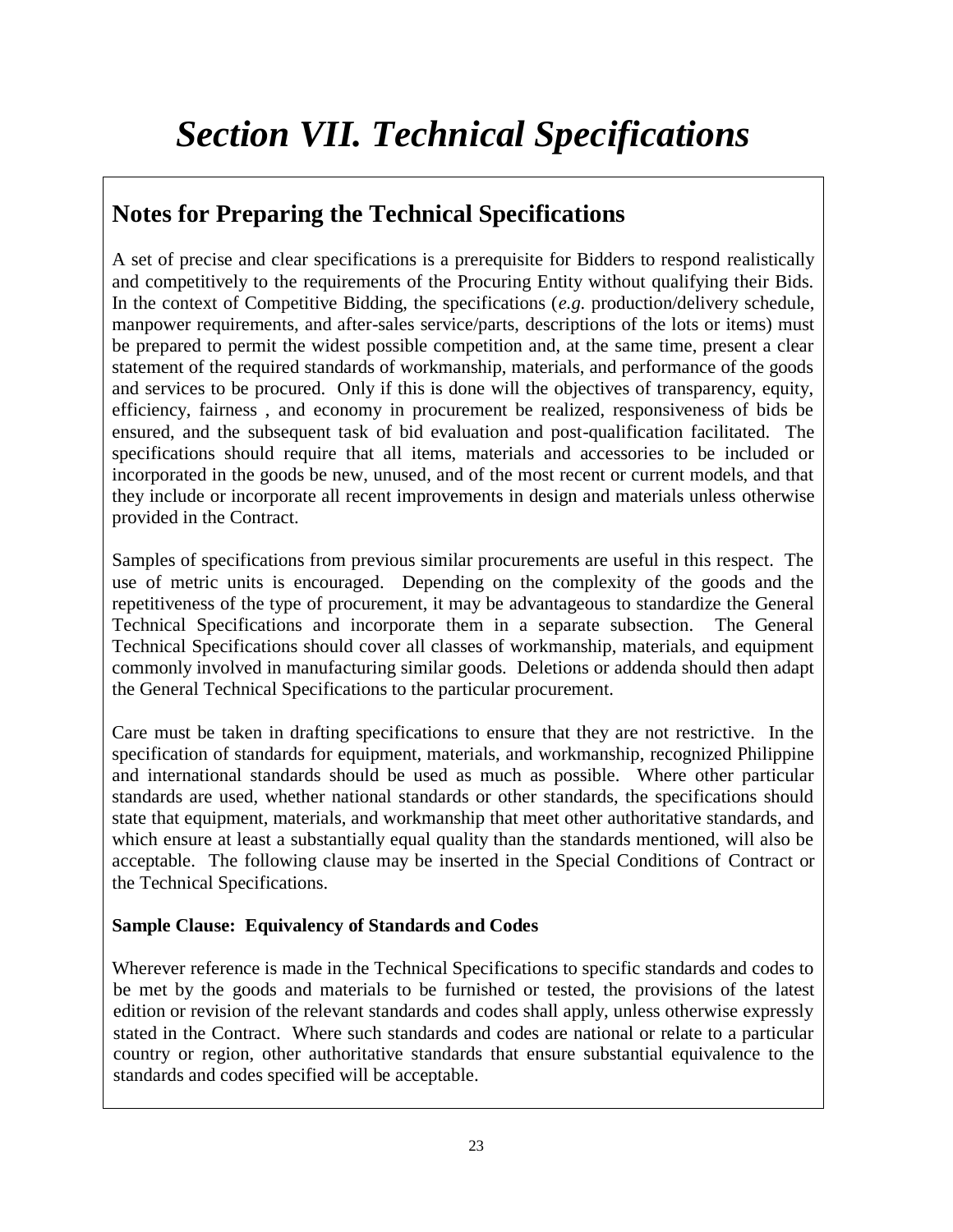# *Section VII. Technical Specifications*

## Notes for Preparing the Technical Specifications

A set of precise and clear specifications is a prerequisite for Bidders to respond realistically and competitively to the requirements of the Procuring Entity without qualifying their Bids. In the context of Competitive Bidding, the specifications (*e.g.* production/delivery schedule, manpower requirements, and after-sales service/parts, descriptions of the lots or items) must be prepared to permit the widest possible competition and, at the same time, present a clear statement of the required standards of workmanship, materials, and performance of the goods and services to be procured. Only if this is done will the objectives of transparency, equity, efficiency, fairness , and economy in procurement be realized, responsiveness of bids be ensured, and the subsequent task of bid evaluation and post-qualification facilitated. The specifications should require that all items, materials and accessories to be included or incorporated in the goods be new, unused, and of the most recent or current models, and that they include or incorporate all recent improvements in design and materials unless otherwise provided in the Contract.

Samples of specifications from previous similar procurements are useful in this respect. The use of metric units is encouraged. Depending on the complexity of the goods and the repetitiveness of the type of procurement, it may be advantageous to standardize the General Technical Specifications and incorporate them in a separate subsection. The General Technical Specifications should cover all classes of workmanship, materials, and equipment commonly involved in manufacturing similar goods. Deletions or addenda should then adapt the General Technical Specifications to the particular procurement.

Care must be taken in drafting specifications to ensure that they are not restrictive. In the specification of standards for equipment, materials, and workmanship, recognized Philippine and international standards should be used as much as possible. Where other particular standards are used, whether national standards or other standards, the specifications should state that equipment, materials, and workmanship that meet other authoritative standards, and which ensure at least a substantially equal quality than the standards mentioned, will also be acceptable. The following clause may be inserted in the Special Conditions of Contract or the Technical Specifications.

**Sample Clause: Equivalency of Standards and Codes**

Wherever reference is made in the Technical Specifications to specific standards and codes to be met by the goods and materials to be furnished or tested, the provisions of the latest edition or revision of the relevant standards and codes shall apply, unless otherwise expressly stated in the Contract. Where such standards and codes are national or relate to a particular country or region, other authoritative standards that ensure substantial equivalence to the standards and codes specified will be acceptable.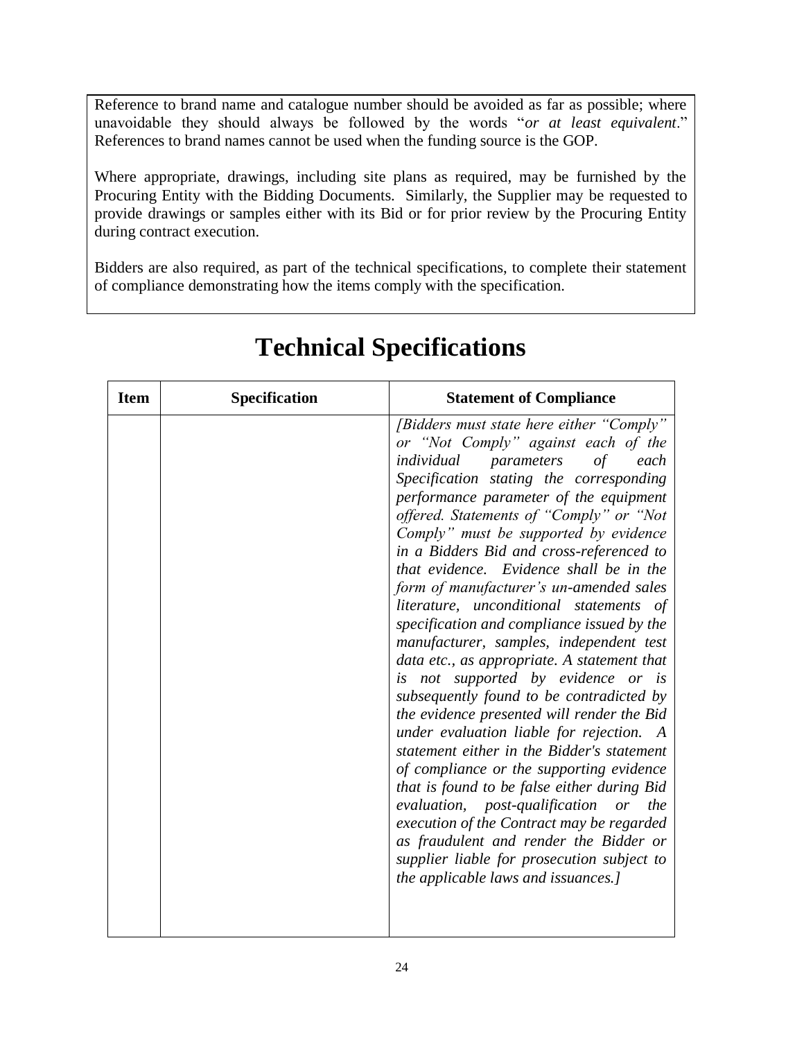Reference to brand name and catalogue number should be avoided as far as possible; where unavoidable they should always be followed by the words "*or at least equivalent*." References to brand names cannot be used when the funding source is the GOP.

Where appropriate, drawings, including site plans as required, may be furnished by the Procuring Entity with the Bidding Documents. Similarly, the Supplier may be requested to provide drawings or samples either with its Bid or for prior review by the Procuring Entity during contract execution.

Bidders are also required, as part of the technical specifications, to complete their statement of compliance demonstrating how the items comply with the specification.

# Technical Specifications

| Item | Specification | Statement of Compliance |
|---|---|---|
| | | *[Bidders must state here either "Comply" or "Not Comply" against each of the individual parameters of each Specification stating the corresponding performance parameter of the equipment offered. Statements of "Comply" or "Not Comply" must be supported by evidence in a Bidders Bid and cross-referenced to that evidence. Evidence shall be in the form of manufacturer's un-amended sales literature, unconditional statements of specification and compliance issued by the manufacturer, samples, independent test data etc., as appropriate. A statement that is not supported by evidence or is subsequently found to be contradicted by the evidence presented will render the Bid under evaluation liable for rejection. A statement either in the Bidder's statement of compliance or the supporting evidence that is found to be false either during Bid evaluation, post-qualification or the execution of the Contract may be regarded as fraudulent and render the Bidder or supplier liable for prosecution subject to the applicable laws and issuances.]* |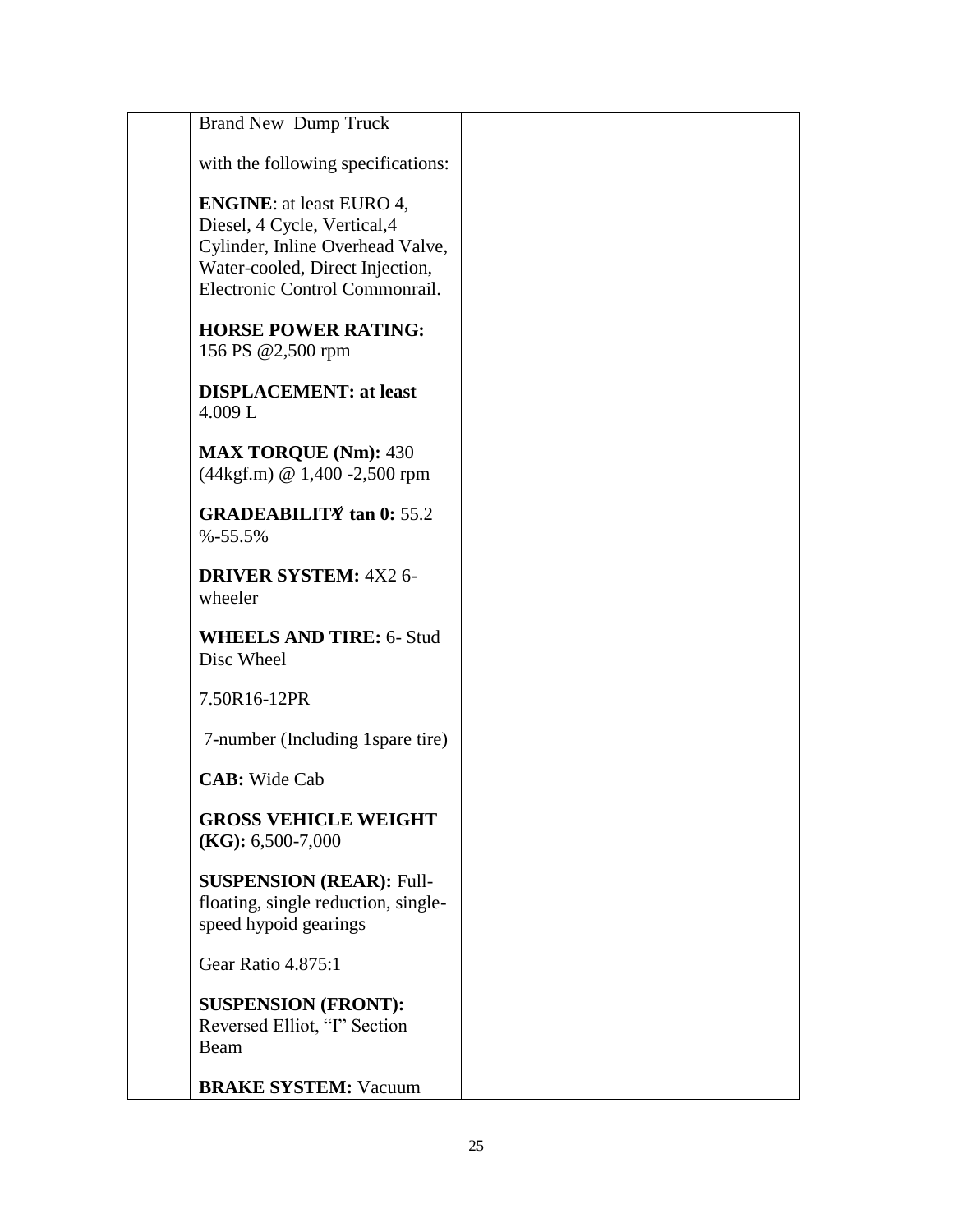|  | Brand New Dump Truck<br><br>with the following specifications:<br><br>**ENGINE**: at least EURO 4, Diesel, 4 Cycle, Vertical,4 Cylinder, Inline Overhead Valve, Water-cooled, Direct Injection, Electronic Control Commonrail.<br><br>**HORSE POWER RATING:** 156 PS @2,500 rpm<br><br>**DISPLACEMENT: at least** 4.009 L<br><br>**MAX TORQUE (Nm):** 430 (44kgf.m) @ 1,400 -2,500 rpm<br><br>**GRADEABILITY tan 0:** 55.2 %-55.5%<br><br>**DRIVER SYSTEM:** 4X2 6-wheeler<br><br>**WHEELS AND TIRE:** 6- Stud Disc Wheel<br><br>7.50R16-12PR<br><br>7-number (Including 1spare tire)<br><br>**CAB:** Wide Cab<br><br>**GROSS VEHICLE WEIGHT (KG):** 6,500-7,000<br><br>**SUSPENSION (REAR):** Full-floating, single reduction, single-speed hypoid gearings<br><br>Gear Ratio 4.875:1<br><br>**SUSPENSION (FRONT):** Reversed Elliot, "I" Section Beam<br><br>**BRAKE SYSTEM:** Vacuum |  |
|---|---|---|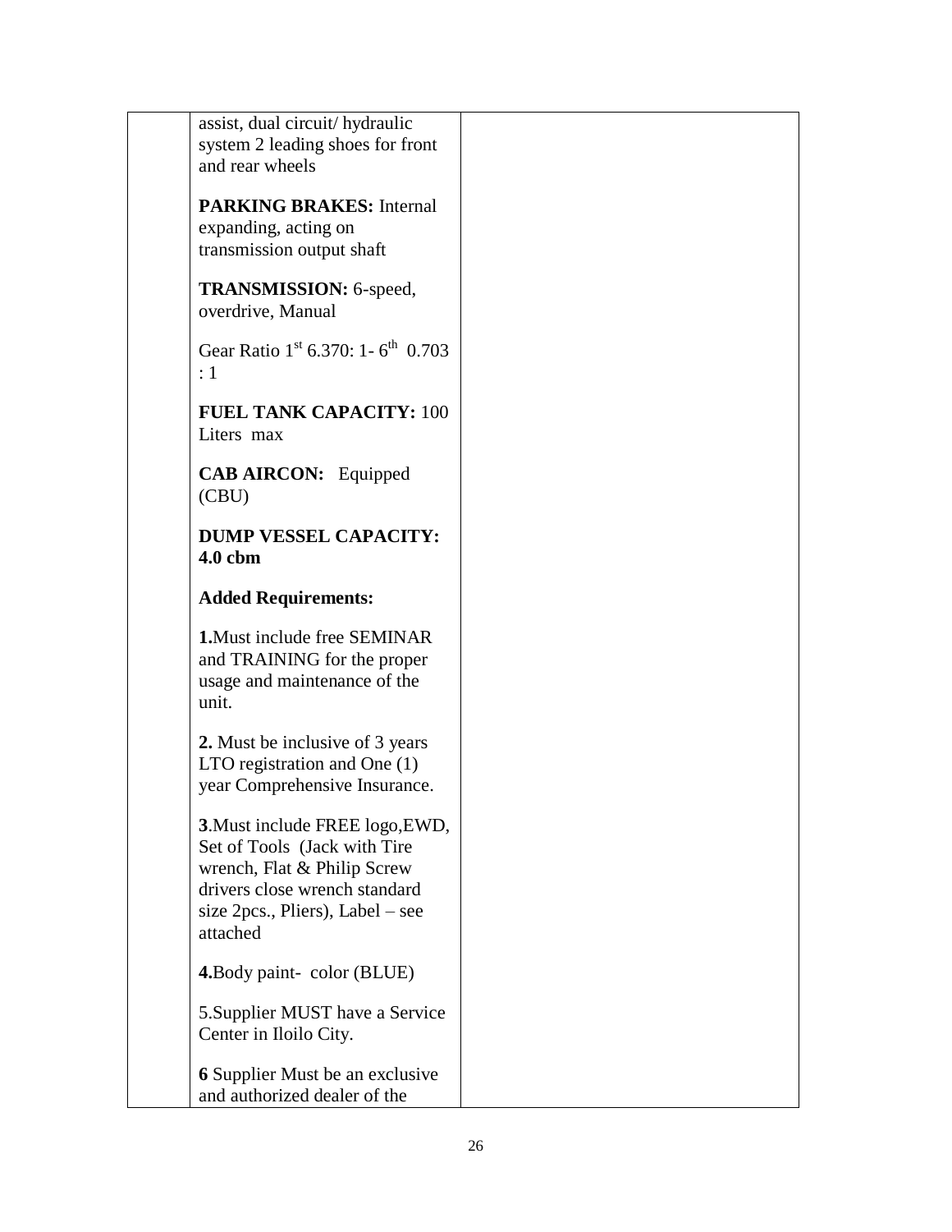| | | |
|---|---|---|
| | assist, dual circuit/ hydraulic system 2 leading shoes for front and rear wheels<br><br>**PARKING BRAKES:** Internal expanding, acting on transmission output shaft<br><br>**TRANSMISSION:** 6-speed, overdrive, Manual<br><br>Gear Ratio 1$^{st}$ 6.370: 1- 6$^{th}$ 0.703 : 1<br><br>**FUEL TANK CAPACITY:** 100 Liters max<br><br>**CAB AIRCON:** Equipped (CBU)<br><br>**DUMP VESSEL CAPACITY: 4.0 cbm**<br><br>**Added Requirements:**<br><br>**1.**Must include free SEMINAR and TRAINING for the proper usage and maintenance of the unit.<br><br>**2.** Must be inclusive of 3 years LTO registration and One (1) year Comprehensive Insurance.<br><br>**3**.Must include FREE logo,EWD, Set of Tools (Jack with Tire wrench, Flat & Philip Screw drivers close wrench standard size 2pcs., Pliers), Label – see attached<br><br>**4.**Body paint- color (BLUE)<br><br>5.Supplier MUST have a Service Center in Iloilo City.<br><br>**6** Supplier Must be an exclusive and authorized dealer of the | |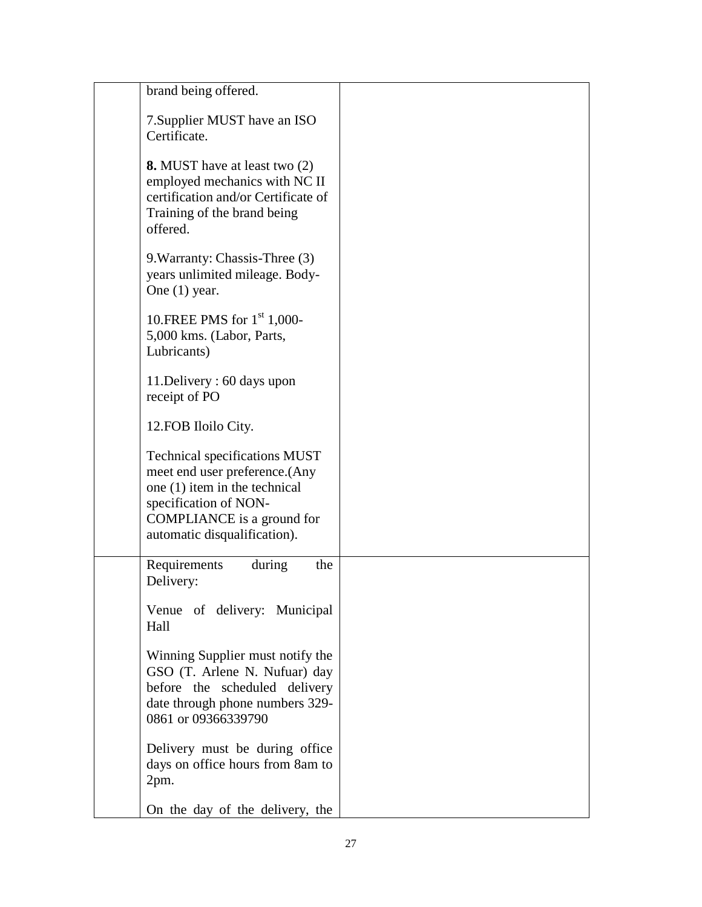| | | |
|---|---|---|
| | brand being offered.<br><br>7.Supplier MUST have an ISO Certificate.<br><br>**8.** MUST have at least two (2) employed mechanics with NC II certification and/or Certificate of Training of the brand being offered.<br><br>9.Warranty: Chassis-Three (3) years unlimited mileage. Body-One (1) year.<br><br>10.FREE PMS for 1st 1,000-5,000 kms. (Labor, Parts, Lubricants)<br><br>11.Delivery : 60 days upon receipt of PO<br><br>12.FOB Iloilo City.<br><br>Technical specifications MUST meet end user preference.(Any one (1) item in the technical specification of NON-COMPLIANCE is a ground for automatic disqualification). | |
| | Requirements during the Delivery:<br><br>Venue of delivery: Municipal Hall<br><br>Winning Supplier must notify the GSO (T. Arlene N. Nufuar) day before the scheduled delivery date through phone numbers 329-0861 or 09366339790<br><br>Delivery must be during office days on office hours from 8am to 2pm.<br><br>On the day of the delivery, the | |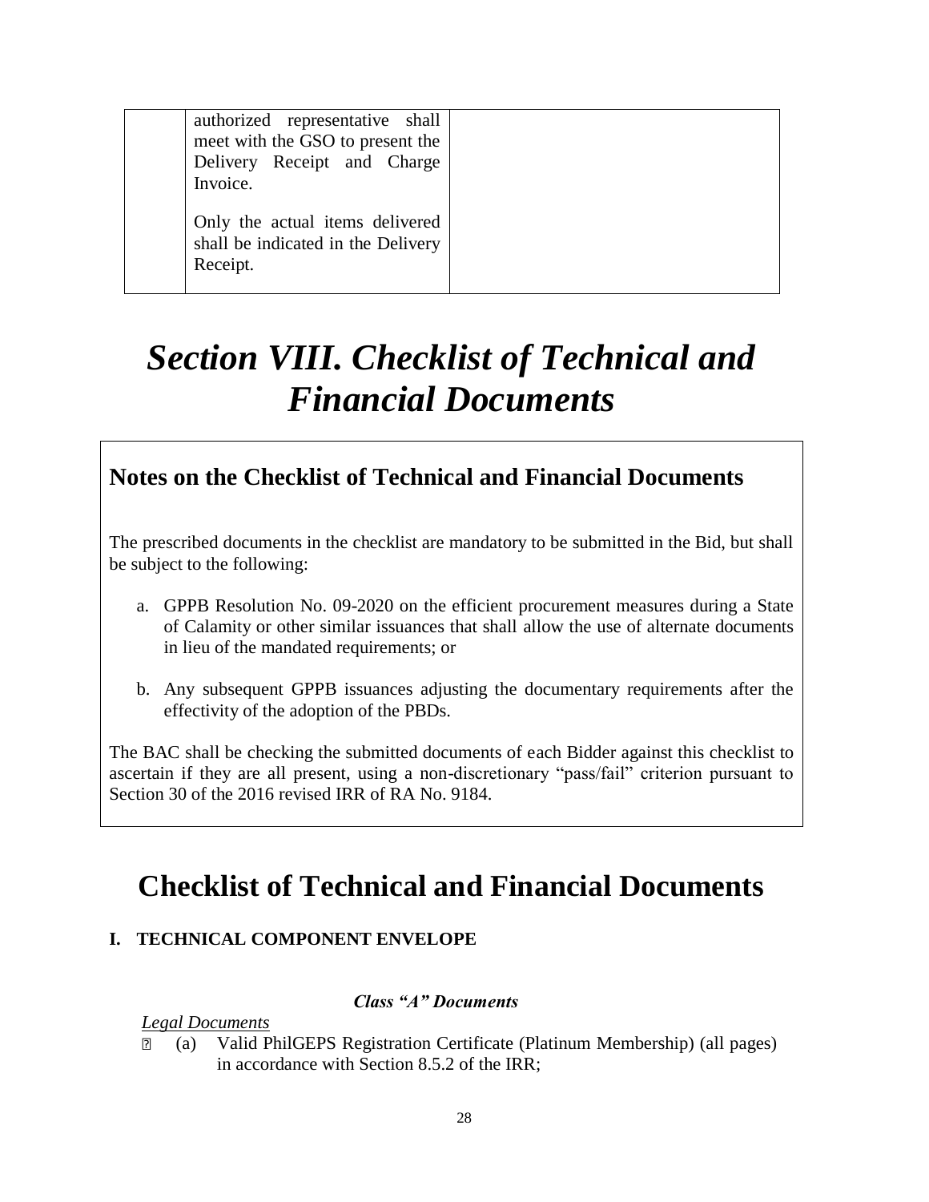| | | |
|---|---|---|
| | authorized representative shall meet with the GSO to present the Delivery Receipt and Charge Invoice.<br><br>Only the actual items delivered shall be indicated in the Delivery Receipt. | |

# *Section VIII. Checklist of Technical and Financial Documents*

## Notes on the Checklist of Technical and Financial Documents

The prescribed documents in the checklist are mandatory to be submitted in the Bid, but shall be subject to the following:

a. GPPB Resolution No. 09-2020 on the efficient procurement measures during a State of Calamity or other similar issuances that shall allow the use of alternate documents in lieu of the mandated requirements; or

b. Any subsequent GPPB issuances adjusting the documentary requirements after the effectivity of the adoption of the PBDs.

The BAC shall be checking the submitted documents of each Bidder against this checklist to ascertain if they are all present, using a non-discretionary "pass/fail" criterion pursuant to Section 30 of the 2016 revised IRR of RA No. 9184.

# Checklist of Technical and Financial Documents

**I. TECHNICAL COMPONENT ENVELOPE**

***Class "A" Documents***

*Legal Documents*

- (a) Valid PhilGEPS Registration Certificate (Platinum Membership) (all pages) in accordance with Section 8.5.2 of the IRR;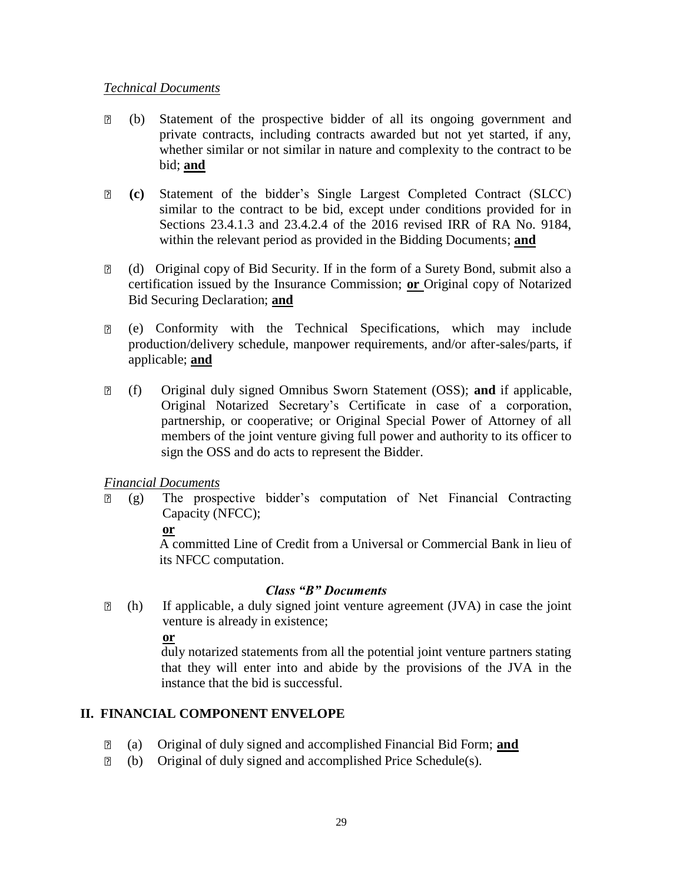*Technical Documents*

- (b) Statement of the prospective bidder of all its ongoing government and private contracts, including contracts awarded but not yet started, if any, whether similar or not similar in nature and complexity to the contract to be bid; **and**

- **(c)** Statement of the bidder's Single Largest Completed Contract (SLCC) similar to the contract to be bid, except under conditions provided for in Sections 23.4.1.3 and 23.4.2.4 of the 2016 revised IRR of RA No. 9184, within the relevant period as provided in the Bidding Documents; **and**

- (d) Original copy of Bid Security. If in the form of a Surety Bond, submit also a certification issued by the Insurance Commission; **or** Original copy of Notarized Bid Securing Declaration; **and**

- (e) Conformity with the Technical Specifications, which may include production/delivery schedule, manpower requirements, and/or after-sales/parts, if applicable; **and**

- (f) Original duly signed Omnibus Sworn Statement (OSS); **and** if applicable, Original Notarized Secretary's Certificate in case of a corporation, partnership, or cooperative; or Original Special Power of Attorney of all members of the joint venture giving full power and authority to its officer to sign the OSS and do acts to represent the Bidder.

*Financial Documents*

- (g) The prospective bidder's computation of Net Financial Contracting Capacity (NFCC);

  **or**

  A committed Line of Credit from a Universal or Commercial Bank in lieu of its NFCC computation.

***Class "B" Documents***

- (h) If applicable, a duly signed joint venture agreement (JVA) in case the joint venture is already in existence;

  **or**

  duly notarized statements from all the potential joint venture partners stating that they will enter into and abide by the provisions of the JVA in the instance that the bid is successful.

## II. FINANCIAL COMPONENT ENVELOPE

- (a) Original of duly signed and accomplished Financial Bid Form; **and**
- (b) Original of duly signed and accomplished Price Schedule(s).